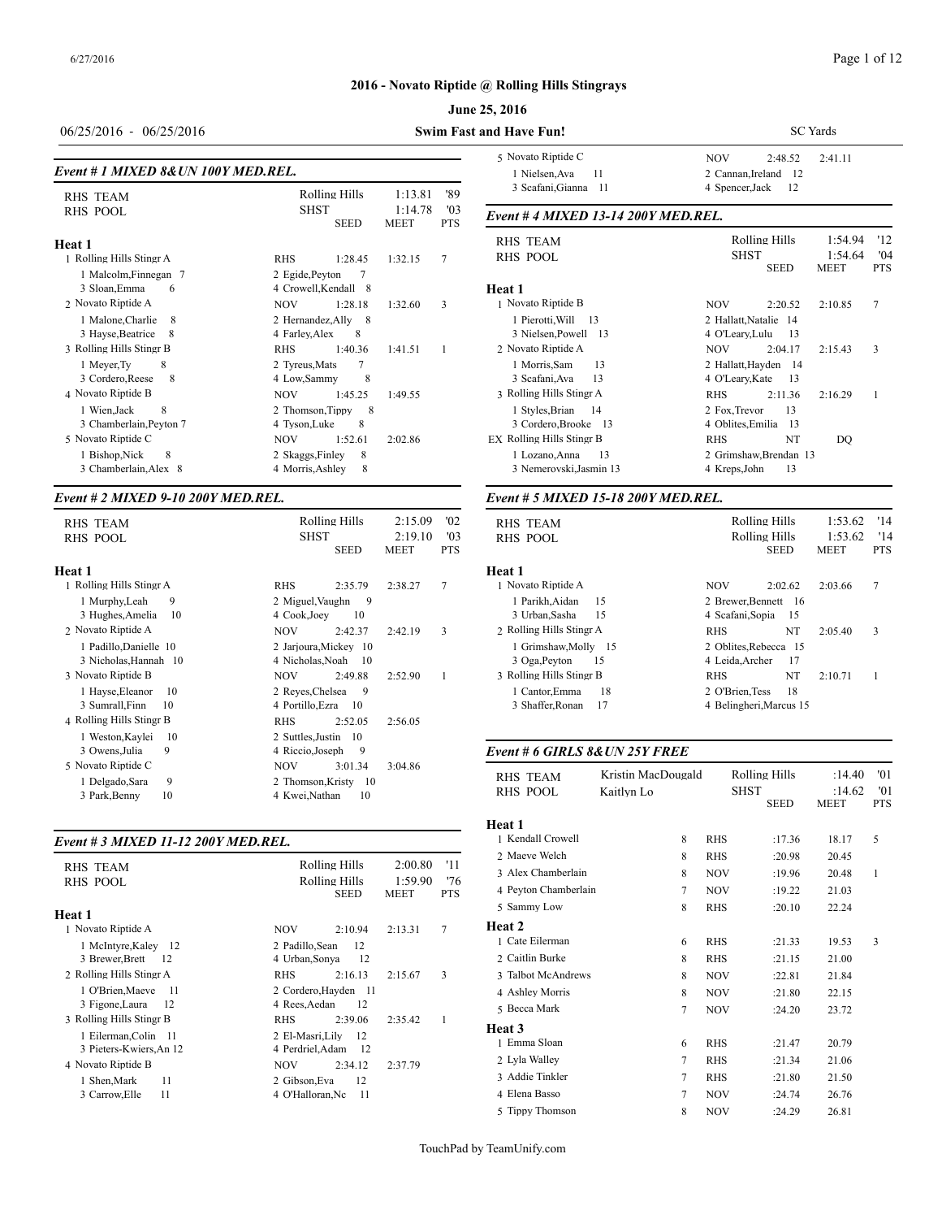## 2016 - Novato Riptide @ Rolling Hills Stingrays

### June 25, 2016

06/25/2016 - 06/25/2016 — **Swim Fast and Have Fun!** — SC Yards

### *Event # 1 MIXED 8&UN 100Y MED.REL.*

| | | | | |
|---|---|---|---|---|
| RHS TEAM | Rolling Hills | | 1:13.81 | '89 |
| RHS POOL | SHST | | 1:14.78 | '03 |
| | | SEED | MEET | PTS |

**Heat 1**

| Team | | SEED | MEET | PTS |
|---|---|---|---|---|
| 1 Rolling Hills Stingr A | RHS | 1:28.45 | 1:32.15 | 7 |
| 1 Malcolm,Finnegan 7; 2 Egide,Peyton 7; 3 Sloan,Emma 6; 4 Crowell,Kendall 8 | | | | |
| 2 Novato Riptide A | NOV | 1:28.18 | 1:32.60 | 3 |
| 1 Malone,Charlie 8; 2 Hernandez,Ally 8; 3 Hayse,Beatrice 8; 4 Farley,Alex 8 | | | | |
| 3 Rolling Hills Stingr B | RHS | 1:40.36 | 1:41.51 | 1 |
| 1 Meyer,Ty 8; 2 Tyreus,Mats 7; 3 Cordero,Reese 8; 4 Low,Sammy 8 | | | | |
| 4 Novato Riptide B | NOV | 1:45.25 | 1:49.55 | |
| 1 Wien,Jack 8; 2 Thomson,Tippy 8; 3 Chamberlain,Peyton 7; 4 Tyson,Luke 8 | | | | |
| 5 Novato Riptide C | NOV | 1:52.61 | 2:02.86 | |
| 1 Bishop,Nick 8; 2 Skaggs,Finley 8; 3 Chamberlain,Alex 8; 4 Morris,Ashley 8 | | | | |

### *Event # 2 MIXED 9-10 200Y MED.REL.*

| | | | | |
|---|---|---|---|---|
| RHS TEAM | Rolling Hills | | 2:15.09 | '02 |
| RHS POOL | SHST | | 2:19.10 | '03 |
| | | SEED | MEET | PTS |

**Heat 1**

| Team | | SEED | MEET | PTS |
|---|---|---|---|---|
| 1 Rolling Hills Stingr A | RHS | 2:35.79 | 2:38.27 | 7 |
| 1 Murphy,Leah 9; 2 Miguel,Vaughn 9; 3 Hughes,Amelia 10; 4 Cook,Joey 10 | | | | |
| 2 Novato Riptide A | NOV | 2:42.37 | 2:42.19 | 3 |
| 1 Padillo,Danielle 10; 2 Jarjoura,Mickey 10; 3 Nicholas,Hannah 10; 4 Nicholas,Noah 10 | | | | |
| 3 Novato Riptide B | NOV | 2:49.88 | 2:52.90 | 1 |
| 1 Hayse,Eleanor 10; 2 Reyes,Chelsea 9; 3 Sumrall,Finn 10; 4 Portillo,Ezra 10 | | | | |
| 4 Rolling Hills Stingr B | RHS | 2:52.05 | 2:56.05 | |
| 1 Weston,Kaylei 10; 2 Suttles,Justin 10; 3 Owens,Julia 9; 4 Riccio,Joseph 9 | | | | |
| 5 Novato Riptide C | NOV | 3:01.34 | 3:04.86 | |
| 1 Delgado,Sara 9; 2 Thomson,Kristy 10; 3 Park,Benny 10; 4 Kwei,Nathan 10 | | | | |

### *Event # 3 MIXED 11-12 200Y MED.REL.*

| | | | | |
|---|---|---|---|---|
| RHS TEAM | Rolling Hills | | 2:00.80 | '11 |
| RHS POOL | Rolling Hills | | 1:59.90 | '76 |
| | | SEED | MEET | PTS |

**Heat 1**

| Team | | SEED | MEET | PTS |
|---|---|---|---|---|
| 1 Novato Riptide A | NOV | 2:10.94 | 2:13.31 | 7 |
| 1 McIntyre,Kaley 12; 2 Padillo,Sean 12; 3 Brewer,Brett 12; 4 Urban,Sonya 12 | | | | |
| 2 Rolling Hills Stingr A | RHS | 2:16.13 | 2:15.67 | 3 |
| 1 O'Brien,Maeve 11; 2 Cordero,Hayden 11; 3 Figone,Laura 12; 4 Rees,Aedan 12 | | | | |
| 3 Rolling Hills Stingr B | RHS | 2:39.06 | 2:35.42 | 1 |
| 1 Eilerman,Colin 11; 2 El-Masri,Lily 12; 3 Pieters-Kwiers,An 12; 4 Perdriel,Adam 12 | | | | |
| 4 Novato Riptide B | NOV | 2:34.12 | 2:37.79 | |
| 1 Shen,Mark 11; 2 Gibson,Eva 12; 3 Carrow,Elle 11; 4 O'Halloran,Nc 11 | | | | |
| 5 Novato Riptide C | NOV | 2:48.52 | 2:41.11 | |
| 1 Nielsen,Ava 11; 2 Cannan,Ireland 12; 3 Scafani,Gianna 11; 4 Spencer,Jack 12 | | | | |

### *Event # 4 MIXED 13-14 200Y MED.REL.*

| | | | | |
|---|---|---|---|---|
| RHS TEAM | Rolling Hills | | 1:54.94 | '12 |
| RHS POOL | SHST | | 1:54.64 | '04 |
| | | SEED | MEET | PTS |

**Heat 1**

| Team | | SEED | MEET | PTS |
|---|---|---|---|---|
| 1 Novato Riptide B | NOV | 2:20.52 | 2:10.85 | 7 |
| 1 Pierotti,Will 13; 2 Hallatt,Natalie 14; 3 Nielsen,Powell 13; 4 O'Leary,Lulu 13 | | | | |
| 2 Novato Riptide A | NOV | 2:04.17 | 2:15.43 | 3 |
| 1 Morris,Sam 13; 2 Hallatt,Hayden 14; 3 Scafani,Ava 13; 4 O'Leary,Kate 13 | | | | |
| 3 Rolling Hills Stingr A | RHS | 2:11.36 | 2:16.29 | 1 |
| 1 Styles,Brian 14; 2 Fox,Trevor 13; 3 Cordero,Brooke 13; 4 Oblites,Emilia 13 | | | | |
| EX Rolling Hills Stingr B | RHS | NT | DQ | |
| 1 Lozano,Anna 13; 2 Grimshaw,Brendan 13; 3 Nemerovski,Jasmin 13; 4 Kreps,John 13 | | | | |

### *Event # 5 MIXED 15-18 200Y MED.REL.*

| | | | | |
|---|---|---|---|---|
| RHS TEAM | Rolling Hills | | 1:53.62 | '14 |
| RHS POOL | Rolling Hills | | 1:53.62 | '14 |
| | | SEED | MEET | PTS |

**Heat 1**

| Team | | SEED | MEET | PTS |
|---|---|---|---|---|
| 1 Novato Riptide A | NOV | 2:02.62 | 2:03.66 | 7 |
| 1 Parikh,Aidan 15; 2 Brewer,Bennett 16; 3 Urban,Sasha 15; 4 Scafani,Sopia 15 | | | | |
| 2 Rolling Hills Stingr A | RHS | NT | 2:05.40 | 3 |
| 1 Grimshaw,Molly 15; 2 Oblites,Rebecca 15; 3 Oga,Peyton 15; 4 Leida,Archer 17 | | | | |
| 3 Rolling Hills Stingr B | RHS | NT | 2:10.71 | 1 |
| 1 Cantor,Emma 18; 2 O'Brien,Tess 18; 3 Shaffer,Ronan 17; 4 Belingheri,Marcus 15 | | | | |

### *Event # 6 GIRLS 8&UN 25Y FREE*

| | | | | | | |
|---|---|---|---|---|---|---|
| RHS TEAM | Kristin MacDougald | | Rolling Hills | | :14.40 | '01 |
| RHS POOL | Kaitlyn Lo | | SHST | | :14.62 | '01 |
| | | | | SEED | MEET | PTS |

| Name | Age | Team | SEED | MEET | PTS |
|---|---|---|---|---|---|
| **Heat 1** | | | | | |
| 1 Kendall Crowell | 8 | RHS | :17.36 | 18.17 | 5 |
| 2 Maeve Welch | 8 | RHS | :20.98 | 20.45 | |
| 3 Alex Chamberlain | 8 | NOV | :19.96 | 20.48 | 1 |
| 4 Peyton Chamberlain | 7 | NOV | :19.22 | 21.03 | |
| 5 Sammy Low | 8 | RHS | :20.10 | 22.24 | |
| **Heat 2** | | | | | |
| 1 Cate Eilerman | 6 | RHS | :21.33 | 19.53 | 3 |
| 2 Caitlin Burke | 8 | RHS | :21.15 | 21.00 | |
| 3 Talbot McAndrews | 8 | NOV | :22.81 | 21.84 | |
| 4 Ashley Morris | 8 | NOV | :21.80 | 22.15 | |
| 5 Becca Mark | 7 | NOV | :24.20 | 23.72 | |
| **Heat 3** | | | | | |
| 1 Emma Sloan | 6 | RHS | :21.47 | 20.79 | |
| 2 Lyla Walley | 7 | RHS | :21.34 | 21.06 | |
| 3 Addie Tinkler | 7 | RHS | :21.80 | 21.50 | |
| 4 Elena Basso | 7 | NOV | :24.74 | 26.76 | |
| 5 Tippy Thomson | 8 | NOV | :24.29 | 26.81 | |

TouchPad by TeamUnify.com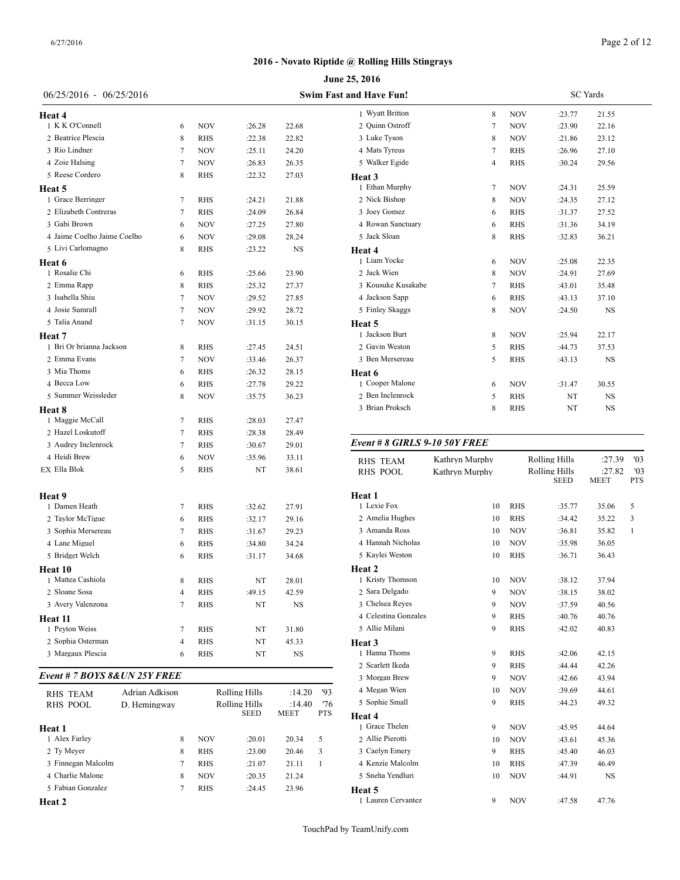## 2016 - Novato Riptide @ Rolling Hills Stingrays

### June 25, 2016

06/25/2016 - 06/25/2016 — **Swim Fast and Have Fun!** — SC Yards

**Heat 4**

| # | Name | Age | Team | Seed | Meet |
|---|---|---|---|---|---|
| 1 | K K O'Connell | 6 | NOV | :26.28 | 22.68 |
| 2 | Beatrice Plescia | 8 | RHS | :22.38 | 22.82 |
| 3 | Rio Lindner | 7 | NOV | :25.11 | 24.20 |
| 4 | Zoie Halsing | 7 | NOV | :26.83 | 26.35 |
| 5 | Reese Cordero | 8 | RHS | :22.32 | 27.03 |

**Heat 5**

| # | Name | Age | Team | Seed | Meet |
|---|---|---|---|---|---|
| 1 | Grace Berringer | 7 | RHS | :24.21 | 21.88 |
| 2 | Elizabeth Contreras | 7 | RHS | :24.09 | 26.84 |
| 3 | Gabi Brown | 6 | NOV | :27.25 | 27.80 |
| 4 | Jaime Coelho Jaime Coelho | 6 | NOV | :29.08 | 28.24 |
| 5 | Livi Carlomagno | 8 | RHS | :23.22 | NS |

**Heat 6**

| # | Name | Age | Team | Seed | Meet |
|---|---|---|---|---|---|
| 1 | Rosalie Chi | 6 | RHS | :25.66 | 23.90 |
| 2 | Emma Rapp | 8 | RHS | :25.32 | 27.37 |
| 3 | Isabella Shiu | 7 | NOV | :29.52 | 27.85 |
| 4 | Josie Sumrall | 7 | NOV | :29.92 | 28.72 |
| 5 | Talia Anand | 7 | NOV | :31.15 | 30.15 |

**Heat 7**

| # | Name | Age | Team | Seed | Meet |
|---|---|---|---|---|---|
| 1 | Bri Or brianna Jackson | 8 | RHS | :27.45 | 24.51 |
| 2 | Emma Evans | 7 | NOV | :33.46 | 26.37 |
| 3 | Mia Thoms | 6 | RHS | :26.32 | 28.15 |
| 4 | Becca Low | 6 | RHS | :27.78 | 29.22 |
| 5 | Summer Weissleder | 8 | NOV | :35.75 | 36.23 |

**Heat 8**

| # | Name | Age | Team | Seed | Meet |
|---|---|---|---|---|---|
| 1 | Maggie McCall | 7 | RHS | :28.03 | 27.47 |
| 2 | Hazel Loskutoff | 7 | RHS | :28.38 | 28.49 |
| 3 | Audrey Inclenrock | 7 | RHS | :30.67 | 29.01 |
| 4 | Heidi Brew | 6 | NOV | :35.96 | 33.11 |
| EX | Ella Blok | 5 | RHS | NT | 38.61 |

**Heat 9**

| # | Name | Age | Team | Seed | Meet |
|---|---|---|---|---|---|
| 1 | Damen Heath | 7 | RHS | :32.62 | 27.91 |
| 2 | Taylor McTigue | 6 | RHS | :32.17 | 29.16 |
| 3 | Sophia Mersereau | 7 | RHS | :31.67 | 29.23 |
| 4 | Lane Miguel | 6 | RHS | :34.80 | 34.24 |
| 5 | Bridget Welch | 6 | RHS | :31.17 | 34.68 |

**Heat 10**

| # | Name | Age | Team | Seed | Meet |
|---|---|---|---|---|---|
| 1 | Mattea Cashiola | 8 | RHS | NT | 28.01 |
| 2 | Sloane Sosa | 4 | RHS | :49.15 | 42.59 |
| 3 | Avery Valenzona | 7 | RHS | NT | NS |

**Heat 11**

| # | Name | Age | Team | Seed | Meet |
|---|---|---|---|---|---|
| 1 | Peyton Weiss | 7 | RHS | NT | 31.80 |
| 2 | Sophia Osterman | 4 | RHS | NT | 45.33 |
| 3 | Margaux Plescia | 6 | RHS | NT | NS |

### *Event # 7 BOYS 8&UN 25Y FREE*

| | | | | |
|---|---|---|---|---|
| RHS TEAM | Adrian Adkison | Rolling Hills | :14.20 | '93 |
| RHS POOL | D. Hemingway | Rolling Hills | :14.40 | '76 |

**Heat 1**

| # | Name | Age | Team | SEED | MEET | PTS |
|---|---|---|---|---|---|---|
| 1 | Alex Farley | 8 | NOV | :20.01 | 20.34 | 5 |
| 2 | Ty Meyer | 8 | RHS | :23.00 | 20.46 | 3 |
| 3 | Finnegan Malcolm | 7 | RHS | :21.07 | 21.11 | 1 |
| 4 | Charlie Malone | 8 | NOV | :20.35 | 21.24 | |
| 5 | Fabian Gonzalez | 7 | RHS | :24.45 | 23.96 | |

**Heat 2**

| # | Name | Age | Team | Seed | Meet |
|---|---|---|---|---|---|
| 1 | Wyatt Britton | 8 | NOV | :23.77 | 21.55 |
| 2 | Quinn Ostroff | 7 | NOV | :23.90 | 22.16 |
| 3 | Luke Tyson | 8 | NOV | :21.86 | 23.12 |
| 4 | Mats Tyreus | 7 | RHS | :26.96 | 27.10 |
| 5 | Walker Egide | 4 | RHS | :30.24 | 29.56 |

**Heat 3**

| # | Name | Age | Team | Seed | Meet |
|---|---|---|---|---|---|
| 1 | Ethan Murphy | 7 | NOV | :24.31 | 25.59 |
| 2 | Nick Bishop | 8 | NOV | :24.35 | 27.12 |
| 3 | Joey Gomez | 6 | RHS | :31.37 | 27.52 |
| 4 | Rowan Sanctuary | 6 | RHS | :31.36 | 34.19 |
| 5 | Jack Sloan | 8 | RHS | :32.83 | 36.21 |

**Heat 4**

| # | Name | Age | Team | Seed | Meet |
|---|---|---|---|---|---|
| 1 | Liam Yocke | 6 | NOV | :25.08 | 22.35 |
| 2 | Jack Wien | 8 | NOV | :24.91 | 27.69 |
| 3 | Kousuke Kusakabe | 7 | RHS | :43.01 | 35.48 |
| 4 | Jackson Sapp | 6 | RHS | :43.13 | 37.10 |
| 5 | Finley Skaggs | 8 | NOV | :24.50 | NS |

**Heat 5**

| # | Name | Age | Team | Seed | Meet |
|---|---|---|---|---|---|
| 1 | Jackson Burt | 8 | NOV | :25.94 | 22.17 |
| 2 | Gavin Weston | 5 | RHS | :44.73 | 37.53 |
| 3 | Ben Mersereau | 5 | RHS | :43.13 | NS |

**Heat 6**

| # | Name | Age | Team | Seed | Meet |
|---|---|---|---|---|---|
| 1 | Cooper Malone | 6 | NOV | :31.47 | 30.55 |
| 2 | Ben Inclenrock | 5 | RHS | NT | NS |
| 3 | Brian Proksch | 8 | RHS | NT | NS |

### *Event # 8 GIRLS 9-10 50Y FREE*

| | | | | |
|---|---|---|---|---|
| RHS TEAM | Kathryn Murphy | Rolling Hills | :27.39 | '03 |
| RHS POOL | Kathryn Murphy | Rolling Hills | :27.82 | '03 |

**Heat 1**

| # | Name | Age | Team | SEED | MEET | PTS |
|---|---|---|---|---|---|---|
| 1 | Lexie Fox | 10 | RHS | :35.77 | 35.06 | 5 |
| 2 | Amelia Hughes | 10 | RHS | :34.42 | 35.22 | 3 |
| 3 | Amanda Ross | 10 | NOV | :36.81 | 35.82 | 1 |
| 4 | Hannah Nicholas | 10 | NOV | :35.98 | 36.05 | |
| 5 | Kaylei Weston | 10 | RHS | :36.71 | 36.43 | |

**Heat 2**

| # | Name | Age | Team | Seed | Meet |
|---|---|---|---|---|---|
| 1 | Kristy Thomson | 10 | NOV | :38.12 | 37.94 |
| 2 | Sara Delgado | 9 | NOV | :38.15 | 38.02 |
| 3 | Chelsea Reyes | 9 | NOV | :37.59 | 40.56 |
| 4 | Celestina Gonzales | 9 | RHS | :40.76 | 40.76 |
| 5 | Allie Milani | 9 | RHS | :42.02 | 40.83 |

**Heat 3**

| # | Name | Age | Team | Seed | Meet |
|---|---|---|---|---|---|
| 1 | Hanna Thoms | 9 | RHS | :42.06 | 42.15 |
| 2 | Scarlett Ikeda | 9 | RHS | :44.44 | 42.26 |
| 3 | Morgan Brew | 9 | NOV | :42.66 | 43.94 |
| 4 | Megan Wien | 10 | NOV | :39.69 | 44.61 |
| 5 | Sophie Small | 9 | RHS | :44.23 | 49.32 |

**Heat 4**

| # | Name | Age | Team | Seed | Meet |
|---|---|---|---|---|---|
| 1 | Grace Thelen | 9 | NOV | :45.95 | 44.64 |
| 2 | Allie Pierotti | 10 | NOV | :43.61 | 45.36 |
| 3 | Caelyn Emery | 9 | RHS | :45.40 | 46.03 |
| 4 | Kenzie Malcolm | 10 | RHS | :47.39 | 46.49 |
| 5 | Sneha Yendluri | 10 | NOV | :44.91 | NS |

**Heat 5**

| # | Name | Age | Team | Seed | Meet |
|---|---|---|---|---|---|
| 1 | Lauren Cervantez | 9 | NOV | :47.58 | 47.76 |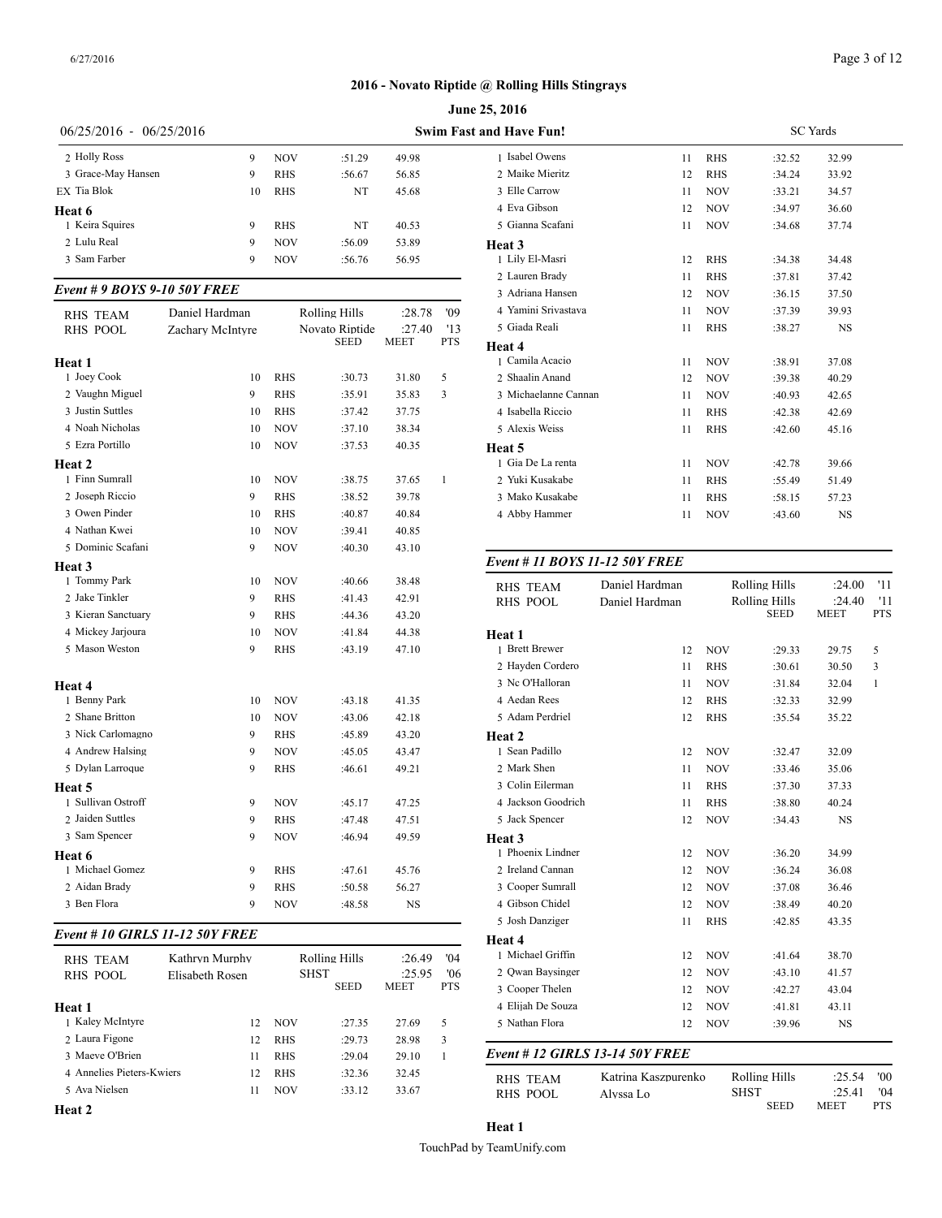## 2016 - Novato Riptide @ Rolling Hills Stingrays

**June 25, 2016**

06/25/2016 - 06/25/2016 — **Swim Fast and Have Fun!** — SC Yards

| | | | | | |
|---|---|---|---|---|---|
| 2 Holly Ross | 9 | NOV | :51.29 | 49.98 | |
| 3 Grace-May Hansen | 9 | RHS | :56.67 | 56.85 | |
| EX Tia Blok | 10 | RHS | NT | 45.68 | |
| **Heat 6** | | | | | |
| 1 Keira Squires | 9 | RHS | NT | 40.53 | |
| 2 Lulu Real | 9 | NOV | :56.09 | 53.89 | |
| 3 Sam Farber | 9 | NOV | :56.76 | 56.95 | |

### *Event # 9 BOYS 9-10 50Y FREE*

| | | | | | |
|---|---|---|---|---|---|
| RHS TEAM | Daniel Hardman | | Rolling Hills | :28.78 | '09 |
| RHS POOL | Zachary McIntyre | | Novato Riptide | :27.40 | '13 |
| | | | SEED | MEET | PTS |
| **Heat 1** | | | | | |
| 1 Joey Cook | 10 | RHS | :30.73 | 31.80 | 5 |
| 2 Vaughn Miguel | 9 | RHS | :35.91 | 35.83 | 3 |
| 3 Justin Suttles | 10 | RHS | :37.42 | 37.75 | |
| 4 Noah Nicholas | 10 | NOV | :37.10 | 38.34 | |
| 5 Ezra Portillo | 10 | NOV | :37.53 | 40.35 | |
| **Heat 2** | | | | | |
| 1 Finn Sumrall | 10 | NOV | :38.75 | 37.65 | 1 |
| 2 Joseph Riccio | 9 | RHS | :38.52 | 39.78 | |
| 3 Owen Pinder | 10 | RHS | :40.87 | 40.84 | |
| 4 Nathan Kwei | 10 | NOV | :39.41 | 40.85 | |
| 5 Dominic Scafani | 9 | NOV | :40.30 | 43.10 | |
| **Heat 3** | | | | | |
| 1 Tommy Park | 10 | NOV | :40.66 | 38.48 | |
| 2 Jake Tinkler | 9 | RHS | :41.43 | 42.91 | |
| 3 Kieran Sanctuary | 9 | RHS | :44.36 | 43.20 | |
| 4 Mickey Jarjoura | 10 | NOV | :41.84 | 44.38 | |
| 5 Mason Weston | 9 | RHS | :43.19 | 47.10 | |
| **Heat 4** | | | | | |
| 1 Benny Park | 10 | NOV | :43.18 | 41.35 | |
| 2 Shane Britton | 10 | NOV | :43.06 | 42.18 | |
| 3 Nick Carlomagno | 9 | RHS | :45.89 | 43.20 | |
| 4 Andrew Halsing | 9 | NOV | :45.05 | 43.47 | |
| 5 Dylan Larroque | 9 | RHS | :46.61 | 49.21 | |
| **Heat 5** | | | | | |
| 1 Sullivan Ostroff | 9 | NOV | :45.17 | 47.25 | |
| 2 Jaiden Suttles | 9 | RHS | :47.48 | 47.51 | |
| 3 Sam Spencer | 9 | NOV | :46.94 | 49.59 | |
| **Heat 6** | | | | | |
| 1 Michael Gomez | 9 | RHS | :47.61 | 45.76 | |
| 2 Aidan Brady | 9 | RHS | :50.58 | 56.27 | |
| 3 Ben Flora | 9 | NOV | :48.58 | NS | |

### *Event # 10 GIRLS 11-12 50Y FREE*

| | | | | | |
|---|---|---|---|---|---|
| RHS TEAM | Kathryn Murphy | | Rolling Hills | :26.49 | '04 |
| RHS POOL | Elisabeth Rosen | | SHST | :25.95 | '06 |
| | | | SEED | MEET | PTS |
| **Heat 1** | | | | | |
| 1 Kaley McIntyre | 12 | NOV | :27.35 | 27.69 | 5 |
| 2 Laura Figone | 12 | RHS | :29.73 | 28.98 | 3 |
| 3 Maeve O'Brien | 11 | RHS | :29.04 | 29.10 | 1 |
| 4 Annelies Pieters-Kwiers | 12 | RHS | :32.36 | 32.45 | |
| 5 Ava Nielsen | 11 | NOV | :33.12 | 33.67 | |
| **Heat 2** | | | | | |
| 1 Isabel Owens | 11 | RHS | :32.52 | 32.99 | |
| 2 Maike Mieritz | 12 | RHS | :34.24 | 33.92 | |
| 3 Elle Carrow | 11 | NOV | :33.21 | 34.57 | |
| 4 Eva Gibson | 12 | NOV | :34.97 | 36.60 | |
| 5 Gianna Scafani | 11 | NOV | :34.68 | 37.74 | |
| **Heat 3** | | | | | |
| 1 Lily El-Masri | 12 | RHS | :34.38 | 34.48 | |
| 2 Lauren Brady | 11 | RHS | :37.81 | 37.42 | |
| 3 Adriana Hansen | 12 | NOV | :36.15 | 37.50 | |
| 4 Yamini Srivastava | 11 | NOV | :37.39 | 39.93 | |
| 5 Giada Reali | 11 | RHS | :38.27 | NS | |
| **Heat 4** | | | | | |
| 1 Camila Acacio | 11 | NOV | :38.91 | 37.08 | |
| 2 Shaalin Anand | 12 | NOV | :39.38 | 40.29 | |
| 3 Michaelanne Cannan | 11 | NOV | :40.93 | 42.65 | |
| 4 Isabella Riccio | 11 | RHS | :42.38 | 42.69 | |
| 5 Alexis Weiss | 11 | RHS | :42.60 | 45.16 | |
| **Heat 5** | | | | | |
| 1 Gia De La renta | 11 | NOV | :42.78 | 39.66 | |
| 2 Yuki Kusakabe | 11 | RHS | :55.49 | 51.49 | |
| 3 Mako Kusakabe | 11 | RHS | :58.15 | 57.23 | |
| 4 Abby Hammer | 11 | NOV | :43.60 | NS | |

### *Event # 11 BOYS 11-12 50Y FREE*

| | | | | | |
|---|---|---|---|---|---|
| RHS TEAM | Daniel Hardman | | Rolling Hills | :24.00 | '11 |
| RHS POOL | Daniel Hardman | | Rolling Hills | :24.40 | '11 |
| | | | SEED | MEET | PTS |
| **Heat 1** | | | | | |
| 1 Brett Brewer | 12 | NOV | :29.33 | 29.75 | 5 |
| 2 Hayden Cordero | 11 | RHS | :30.61 | 30.50 | 3 |
| 3 Nc O'Halloran | 11 | NOV | :31.84 | 32.04 | 1 |
| 4 Aedan Rees | 12 | RHS | :32.33 | 32.99 | |
| 5 Adam Perdriel | 12 | RHS | :35.54 | 35.22 | |
| **Heat 2** | | | | | |
| 1 Sean Padillo | 12 | NOV | :32.47 | 32.09 | |
| 2 Mark Shen | 11 | NOV | :33.46 | 35.06 | |
| 3 Colin Eilerman | 11 | RHS | :37.30 | 37.33 | |
| 4 Jackson Goodrich | 11 | RHS | :38.80 | 40.24 | |
| 5 Jack Spencer | 12 | NOV | :34.43 | NS | |
| **Heat 3** | | | | | |
| 1 Phoenix Lindner | 12 | NOV | :36.20 | 34.99 | |
| 2 Ireland Cannan | 12 | NOV | :36.24 | 36.08 | |
| 3 Cooper Sumrall | 12 | NOV | :37.08 | 36.46 | |
| 4 Gibson Chidel | 12 | NOV | :38.49 | 40.20 | |
| 5 Josh Danziger | 11 | RHS | :42.85 | 43.35 | |
| **Heat 4** | | | | | |
| 1 Michael Griffin | 12 | NOV | :41.64 | 38.70 | |
| 2 Qwan Baysinger | 12 | NOV | :43.10 | 41.57 | |
| 3 Cooper Thelen | 12 | NOV | :42.27 | 43.04 | |
| 4 Elijah De Souza | 12 | NOV | :41.81 | 43.11 | |
| 5 Nathan Flora | 12 | NOV | :39.96 | NS | |

### *Event # 12 GIRLS 13-14 50Y FREE*

| | | | | | |
|---|---|---|---|---|---|
| RHS TEAM | Katrina Kaszpurenko | | Rolling Hills | :25.54 | '00 |
| RHS POOL | Alyssa Lo | | SHST | :25.41 | '04 |
| | | | SEED | MEET | PTS |

**Heat 1**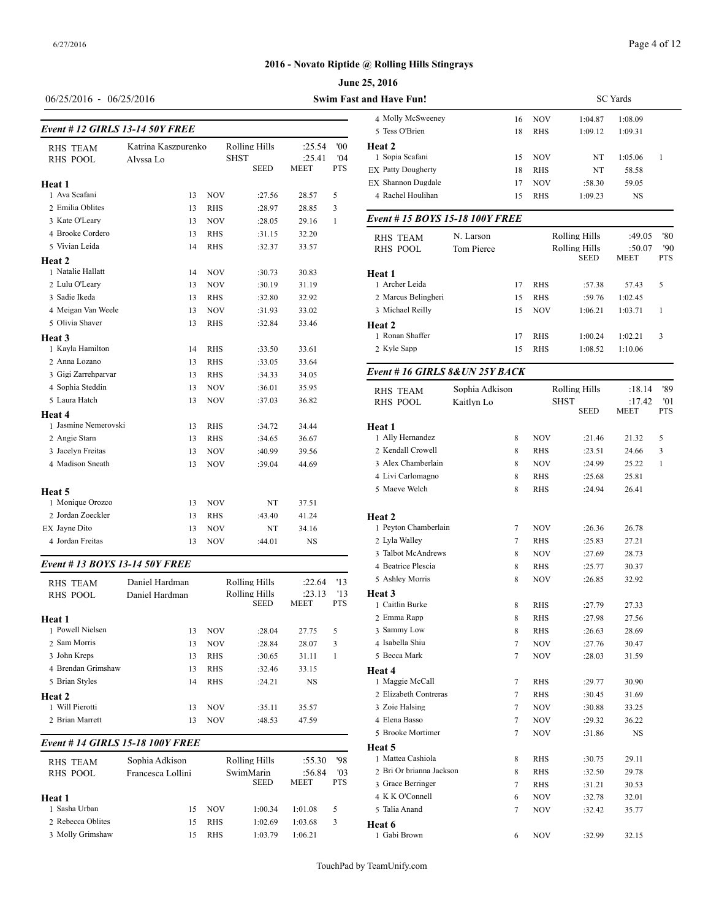## 2016 - Novato Riptide @ Rolling Hills Stingrays

**June 25, 2016**

06/25/2016 - 06/25/2016 **Swim Fast and Have Fun!** SC Yards

### *Event # 12 GIRLS 13-14 50Y FREE*

| | | | | | | |
|---|---|---|---|---|---|---|
| RHS TEAM | Katrina Kaszpurenko | | Rolling Hills | :25.54 | '00 | |
| RHS POOL | Alyssa Lo | | SHST | :25.41 | '04 | |
| | | | SEED | MEET | PTS | |
| **Heat 1** | | | | | | |
| 1 Ava Scafani | 13 | NOV | :27.56 | 28.57 | 5 | |
| 2 Emilia Oblites | 13 | RHS | :28.97 | 28.85 | 3 | |
| 3 Kate O'Leary | 13 | NOV | :28.05 | 29.16 | 1 | |
| 4 Brooke Cordero | 13 | RHS | :31.15 | 32.20 | | |
| 5 Vivian Leida | 14 | RHS | :32.37 | 33.57 | | |
| **Heat 2** | | | | | | |
| 1 Natalie Hallatt | 14 | NOV | :30.73 | 30.83 | | |
| 2 Lulu O'Leary | 13 | NOV | :30.19 | 31.19 | | |
| 3 Sadie Ikeda | 13 | RHS | :32.80 | 32.92 | | |
| 4 Meigan Van Weele | 13 | NOV | :31.93 | 33.02 | | |
| 5 Olivia Shaver | 13 | RHS | :32.84 | 33.46 | | |
| **Heat 3** | | | | | | |
| 1 Kayla Hamilton | 14 | RHS | :33.50 | 33.61 | | |
| 2 Anna Lozano | 13 | RHS | :33.05 | 33.64 | | |
| 3 Gigi Zarrehparvar | 13 | RHS | :34.33 | 34.05 | | |
| 4 Sophia Steddin | 13 | NOV | :36.01 | 35.95 | | |
| 5 Laura Hatch | 13 | NOV | :37.03 | 36.82 | | |
| **Heat 4** | | | | | | |
| 1 Jasmine Nemerovski | 13 | RHS | :34.72 | 34.44 | | |
| 2 Angie Starn | 13 | RHS | :34.65 | 36.67 | | |
| 3 Jacelyn Freitas | 13 | NOV | :40.99 | 39.56 | | |
| 4 Madison Sneath | 13 | NOV | :39.04 | 44.69 | | |
| **Heat 5** | | | | | | |
| 1 Monique Orozco | 13 | NOV | NT | 37.51 | | |
| 2 Jordan Zoeckler | 13 | RHS | :43.40 | 41.24 | | |
| EX Jayne Dito | 13 | NOV | NT | 34.16 | | |
| 4 Jordan Freitas | 13 | NOV | :44.01 | NS | | |

### *Event # 13 BOYS 13-14 50Y FREE*

| | | | | | | |
|---|---|---|---|---|---|---|
| RHS TEAM | Daniel Hardman | | Rolling Hills | :22.64 | '13 | |
| RHS POOL | Daniel Hardman | | Rolling Hills | :23.13 | '13 | |
| | | | SEED | MEET | PTS | |
| **Heat 1** | | | | | | |
| 1 Powell Nielsen | 13 | NOV | :28.04 | 27.75 | 5 | |
| 2 Sam Morris | 13 | NOV | :28.84 | 28.07 | 3 | |
| 3 John Kreps | 13 | RHS | :30.65 | 31.11 | 1 | |
| 4 Brendan Grimshaw | 13 | RHS | :32.46 | 33.15 | | |
| 5 Brian Styles | 14 | RHS | :24.21 | NS | | |
| **Heat 2** | | | | | | |
| 1 Will Pierotti | 13 | NOV | :35.11 | 35.57 | | |
| 2 Brian Marrett | 13 | NOV | :48.53 | 47.59 | | |

### *Event # 14 GIRLS 15-18 100Y FREE*

| | | | | | | |
|---|---|---|---|---|---|---|
| RHS TEAM | Sophia Adkison | | Rolling Hills | :55.30 | '98 | |
| RHS POOL | Francesca Lollini | | SwimMarin | :56.84 | '03 | |
| | | | SEED | MEET | PTS | |
| **Heat 1** | | | | | | |
| 1 Sasha Urban | 15 | NOV | 1:00.34 | 1:01.08 | 5 | |
| 2 Rebecca Oblites | 15 | RHS | 1:02.69 | 1:03.68 | 3 | |
| 3 Molly Grimshaw | 15 | RHS | 1:03.79 | 1:06.21 | | |
| 4 Molly McSweeney | 16 | NOV | 1:04.87 | 1:08.09 | | |
| 5 Tess O'Brien | 18 | RHS | 1:09.12 | 1:09.31 | | |
| **Heat 2** | | | | | | |
| 1 Sopia Scafani | 15 | NOV | NT | 1:05.06 | 1 | |
| EX Patty Dougherty | 18 | RHS | NT | 58.58 | | |
| EX Shannon Dugdale | 17 | NOV | :58.30 | 59.05 | | |
| 4 Rachel Houlihan | 15 | RHS | 1:09.23 | NS | | |

### *Event # 15 BOYS 15-18 100Y FREE*

| | | | | | | |
|---|---|---|---|---|---|---|
| RHS TEAM | N. Larson | | Rolling Hills | :49.05 | '80 | |
| RHS POOL | Tom Pierce | | Rolling Hills | :50.07 | '90 | |
| | | | SEED | MEET | PTS | |
| **Heat 1** | | | | | | |
| 1 Archer Leida | 17 | RHS | :57.38 | 57.43 | 5 | |
| 2 Marcus Belingheri | 15 | RHS | :59.76 | 1:02.45 | | |
| 3 Michael Reilly | 15 | NOV | 1:06.21 | 1:03.71 | 1 | |
| **Heat 2** | | | | | | |
| 1 Ronan Shaffer | 17 | RHS | 1:00.24 | 1:02.21 | 3 | |
| 2 Kyle Sapp | 15 | RHS | 1:08.52 | 1:10.06 | | |

### *Event # 16 GIRLS 8&UN 25Y BACK*

| | | | | | | |
|---|---|---|---|---|---|---|
| RHS TEAM | Sophia Adkison | | Rolling Hills | :18.14 | '89 | |
| RHS POOL | Kaitlyn Lo | | SHST | :17.42 | '01 | |
| | | | SEED | MEET | PTS | |
| **Heat 1** | | | | | | |
| 1 Ally Hernandez | 8 | NOV | :21.46 | 21.32 | 5 | |
| 2 Kendall Crowell | 8 | RHS | :23.51 | 24.66 | 3 | |
| 3 Alex Chamberlain | 8 | NOV | :24.99 | 25.22 | 1 | |
| 4 Livi Carlomagno | 8 | RHS | :25.68 | 25.81 | | |
| 5 Maeve Welch | 8 | RHS | :24.94 | 26.41 | | |
| **Heat 2** | | | | | | |
| 1 Peyton Chamberlain | 7 | NOV | :26.36 | 26.78 | | |
| 2 Lyla Walley | 7 | RHS | :25.83 | 27.21 | | |
| 3 Talbot McAndrews | 8 | NOV | :27.69 | 28.73 | | |
| 4 Beatrice Plescia | 8 | RHS | :25.77 | 30.37 | | |
| 5 Ashley Morris | 8 | NOV | :26.85 | 32.92 | | |
| **Heat 3** | | | | | | |
| 1 Caitlin Burke | 8 | RHS | :27.79 | 27.33 | | |
| 2 Emma Rapp | 8 | RHS | :27.98 | 27.56 | | |
| 3 Sammy Low | 8 | RHS | :26.63 | 28.69 | | |
| 4 Isabella Shiu | 7 | NOV | :27.76 | 30.47 | | |
| 5 Becca Mark | 7 | NOV | :28.03 | 31.59 | | |
| **Heat 4** | | | | | | |
| 1 Maggie McCall | 7 | RHS | :29.77 | 30.90 | | |
| 2 Elizabeth Contreras | 7 | RHS | :30.45 | 31.69 | | |
| 3 Zoie Halsing | 7 | NOV | :30.88 | 33.25 | | |
| 4 Elena Basso | 7 | NOV | :29.32 | 36.22 | | |
| 5 Brooke Mortimer | 7 | NOV | :31.86 | NS | | |
| **Heat 5** | | | | | | |
| 1 Mattea Cashiola | 8 | RHS | :30.75 | 29.11 | | |
| 2 Bri Or brianna Jackson | 8 | RHS | :32.50 | 29.78 | | |
| 3 Grace Berringer | 7 | RHS | :31.21 | 30.53 | | |
| 4 K K O'Connell | 6 | NOV | :32.78 | 32.01 | | |
| 5 Talia Anand | 7 | NOV | :32.42 | 35.77 | | |
| **Heat 6** | | | | | | |
| 1 Gabi Brown | 6 | NOV | :32.99 | 32.15 | | |

TouchPad by TeamUnify.com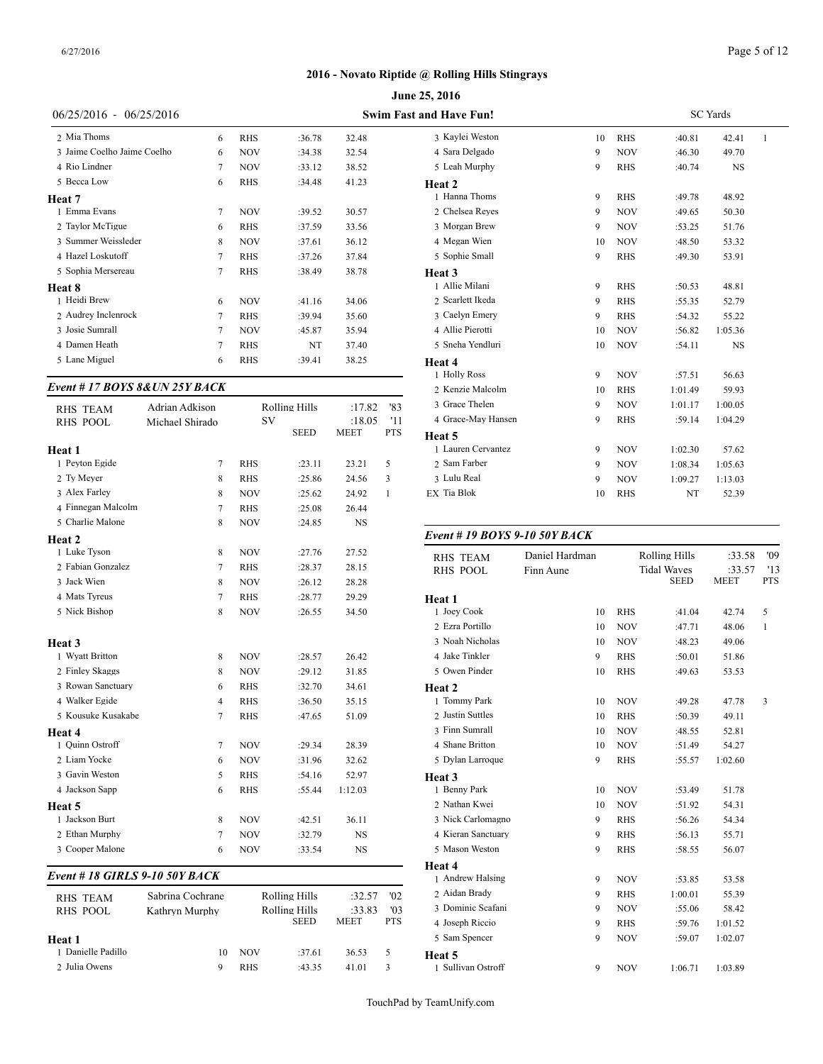## 2016 - Novato Riptide @ Rolling Hills Stingrays

**June 25, 2016**

06/25/2016 - 06/25/2016 **Swim Fast and Have Fun!** SC Yards

| | Name | Age | Team | Seed | Meet | Pts |
|---|---|---|---|---|---|---|
| 2 | Mia Thoms | 6 | RHS | :36.78 | 32.48 | |
| 3 | Jaime Coelho Jaime Coelho | 6 | NOV | :34.38 | 32.54 | |
| 4 | Rio Lindner | 7 | NOV | :33.12 | 38.52 | |
| 5 | Becca Low | 6 | RHS | :34.48 | 41.23 | |

**Heat 7**

| | Name | Age | Team | Seed | Meet | Pts |
|---|---|---|---|---|---|---|
| 1 | Emma Evans | 7 | NOV | :39.52 | 30.57 | |
| 2 | Taylor McTigue | 6 | RHS | :37.59 | 33.56 | |
| 3 | Summer Weissleder | 8 | NOV | :37.61 | 36.12 | |
| 4 | Hazel Loskutoff | 7 | RHS | :37.26 | 37.84 | |
| 5 | Sophia Mersereau | 7 | RHS | :38.49 | 38.78 | |

**Heat 8**

| | Name | Age | Team | Seed | Meet | Pts |
|---|---|---|---|---|---|---|
| 1 | Heidi Brew | 6 | NOV | :41.16 | 34.06 | |
| 2 | Audrey Inclenrock | 7 | RHS | :39.94 | 35.60 | |
| 3 | Josie Sumrall | 7 | NOV | :45.87 | 35.94 | |
| 4 | Damen Heath | 7 | RHS | NT | 37.40 | |
| 5 | Lane Miguel | 6 | RHS | :39.41 | 38.25 | |

### *Event # 17 BOYS 8&UN 25Y BACK*

| | | | | |
|---|---|---|---|---|
| RHS TEAM | Adrian Adkison | Rolling Hills | :17.82 | '83 |
| RHS POOL | Michael Shirado | SV | :18.05 | '11 |

**Heat 1**

| | Name | Age | Team | Seed | Meet | Pts |
|---|---|---|---|---|---|---|
| 1 | Peyton Egide | 7 | RHS | :23.11 | 23.21 | 5 |
| 2 | Ty Meyer | 8 | RHS | :25.86 | 24.56 | 3 |
| 3 | Alex Farley | 8 | NOV | :25.62 | 24.92 | 1 |
| 4 | Finnegan Malcolm | 7 | RHS | :25.08 | 26.44 | |
| 5 | Charlie Malone | 8 | NOV | :24.85 | NS | |

**Heat 2**

| | Name | Age | Team | Seed | Meet | Pts |
|---|---|---|---|---|---|---|
| 1 | Luke Tyson | 8 | NOV | :27.76 | 27.52 | |
| 2 | Fabian Gonzalez | 7 | RHS | :28.37 | 28.15 | |
| 3 | Jack Wien | 8 | NOV | :26.12 | 28.28 | |
| 4 | Mats Tyreus | 7 | RHS | :28.77 | 29.29 | |
| 5 | Nick Bishop | 8 | NOV | :26.55 | 34.50 | |

**Heat 3**

| | Name | Age | Team | Seed | Meet | Pts |
|---|---|---|---|---|---|---|
| 1 | Wyatt Britton | 8 | NOV | :28.57 | 26.42 | |
| 2 | Finley Skaggs | 8 | NOV | :29.12 | 31.85 | |
| 3 | Rowan Sanctuary | 6 | RHS | :32.70 | 34.61 | |
| 4 | Walker Egide | 4 | RHS | :36.50 | 35.15 | |
| 5 | Kousuke Kusakabe | 7 | RHS | :47.65 | 51.09 | |

**Heat 4**

| | Name | Age | Team | Seed | Meet | Pts |
|---|---|---|---|---|---|---|
| 1 | Quinn Ostroff | 7 | NOV | :29.34 | 28.39 | |
| 2 | Liam Yocke | 6 | NOV | :31.96 | 32.62 | |
| 3 | Gavin Weston | 5 | RHS | :54.16 | 52.97 | |
| 4 | Jackson Sapp | 6 | RHS | :55.44 | 1:12.03 | |

**Heat 5**

| | Name | Age | Team | Seed | Meet | Pts |
|---|---|---|---|---|---|---|
| 1 | Jackson Burt | 8 | NOV | :42.51 | 36.11 | |
| 2 | Ethan Murphy | 7 | NOV | :32.79 | NS | |
| 3 | Cooper Malone | 6 | NOV | :33.54 | NS | |

### *Event # 18 GIRLS 9-10 50Y BACK*

| | | | | |
|---|---|---|---|---|
| RHS TEAM | Sabrina Cochrane | Rolling Hills | :32.57 | '02 |
| RHS POOL | Kathryn Murphy | Rolling Hills | :33.83 | '03 |

**Heat 1**

| | Name | Age | Team | Seed | Meet | Pts |
|---|---|---|---|---|---|---|
| 1 | Danielle Padillo | 10 | NOV | :37.61 | 36.53 | 5 |
| 2 | Julia Owens | 9 | RHS | :43.35 | 41.01 | 3 |
| 3 | Kaylei Weston | 10 | RHS | :40.81 | 42.41 | 1 |
| 4 | Sara Delgado | 9 | NOV | :46.30 | 49.70 | |
| 5 | Leah Murphy | 9 | RHS | :40.74 | NS | |

**Heat 2**

| | Name | Age | Team | Seed | Meet | Pts |
|---|---|---|---|---|---|---|
| 1 | Hanna Thoms | 9 | RHS | :49.78 | 48.92 | |
| 2 | Chelsea Reyes | 9 | NOV | :49.65 | 50.30 | |
| 3 | Morgan Brew | 9 | NOV | :53.25 | 51.76 | |
| 4 | Megan Wien | 10 | NOV | :48.50 | 53.32 | |
| 5 | Sophie Small | 9 | RHS | :49.30 | 53.91 | |

**Heat 3**

| | Name | Age | Team | Seed | Meet | Pts |
|---|---|---|---|---|---|---|
| 1 | Allie Milani | 9 | RHS | :50.53 | 48.81 | |
| 2 | Scarlett Ikeda | 9 | RHS | :55.35 | 52.79 | |
| 3 | Caelyn Emery | 9 | RHS | :54.32 | 55.22 | |
| 4 | Allie Pierotti | 10 | NOV | :56.82 | 1:05.36 | |
| 5 | Sneha Yendluri | 10 | NOV | :54.11 | NS | |

**Heat 4**

| | Name | Age | Team | Seed | Meet | Pts |
|---|---|---|---|---|---|---|
| 1 | Holly Ross | 9 | NOV | :57.51 | 56.63 | |
| 2 | Kenzie Malcolm | 10 | RHS | 1:01.49 | 59.93 | |
| 3 | Grace Thelen | 9 | NOV | 1:01.17 | 1:00.05 | |
| 4 | Grace-May Hansen | 9 | RHS | :59.14 | 1:04.29 | |

**Heat 5**

| | Name | Age | Team | Seed | Meet | Pts |
|---|---|---|---|---|---|---|
| 1 | Lauren Cervantez | 9 | NOV | 1:02.30 | 57.62 | |
| 2 | Sam Farber | 9 | NOV | 1:08.34 | 1:05.63 | |
| 3 | Lulu Real | 9 | NOV | 1:09.27 | 1:13.03 | |
| EX | Tia Blok | 10 | RHS | NT | 52.39 | |

### *Event # 19 BOYS 9-10 50Y BACK*

| | | | | |
|---|---|---|---|---|
| RHS TEAM | Daniel Hardman | Rolling Hills | :33.58 | '09 |
| RHS POOL | Finn Aune | Tidal Waves | :33.57 | '13 |

**Heat 1**

| | Name | Age | Team | Seed | Meet | Pts |
|---|---|---|---|---|---|---|
| 1 | Joey Cook | 10 | RHS | :41.04 | 42.74 | 5 |
| 2 | Ezra Portillo | 10 | NOV | :47.71 | 48.06 | 1 |
| 3 | Noah Nicholas | 10 | NOV | :48.23 | 49.06 | |
| 4 | Jake Tinkler | 9 | RHS | :50.01 | 51.86 | |
| 5 | Owen Pinder | 10 | RHS | :49.63 | 53.53 | |

**Heat 2**

| | Name | Age | Team | Seed | Meet | Pts |
|---|---|---|---|---|---|---|
| 1 | Tommy Park | 10 | NOV | :49.28 | 47.78 | 3 |
| 2 | Justin Suttles | 10 | RHS | :50.39 | 49.11 | |
| 3 | Finn Sumrall | 10 | NOV | :48.55 | 52.81 | |
| 4 | Shane Britton | 10 | NOV | :51.49 | 54.27 | |
| 5 | Dylan Larroque | 9 | RHS | :55.57 | 1:02.60 | |

**Heat 3**

| | Name | Age | Team | Seed | Meet | Pts |
|---|---|---|---|---|---|---|
| 1 | Benny Park | 10 | NOV | :53.49 | 51.78 | |
| 2 | Nathan Kwei | 10 | NOV | :51.92 | 54.31 | |
| 3 | Nick Carlomagno | 9 | RHS | :56.26 | 54.34 | |
| 4 | Kieran Sanctuary | 9 | RHS | :56.13 | 55.71 | |
| 5 | Mason Weston | 9 | RHS | :58.55 | 56.07 | |

**Heat 4**

| | Name | Age | Team | Seed | Meet | Pts |
|---|---|---|---|---|---|---|
| 1 | Andrew Halsing | 9 | NOV | :53.85 | 53.58 | |
| 2 | Aidan Brady | 9 | RHS | 1:00.01 | 55.39 | |
| 3 | Dominic Scafani | 9 | NOV | :55.06 | 58.42 | |
| 4 | Joseph Riccio | 9 | RHS | :59.76 | 1:01.52 | |
| 5 | Sam Spencer | 9 | NOV | :59.07 | 1:02.07 | |

**Heat 5**

| | Name | Age | Team | Seed | Meet | Pts |
|---|---|---|---|---|---|---|
| 1 | Sullivan Ostroff | 9 | NOV | 1:06.71 | 1:03.89 | |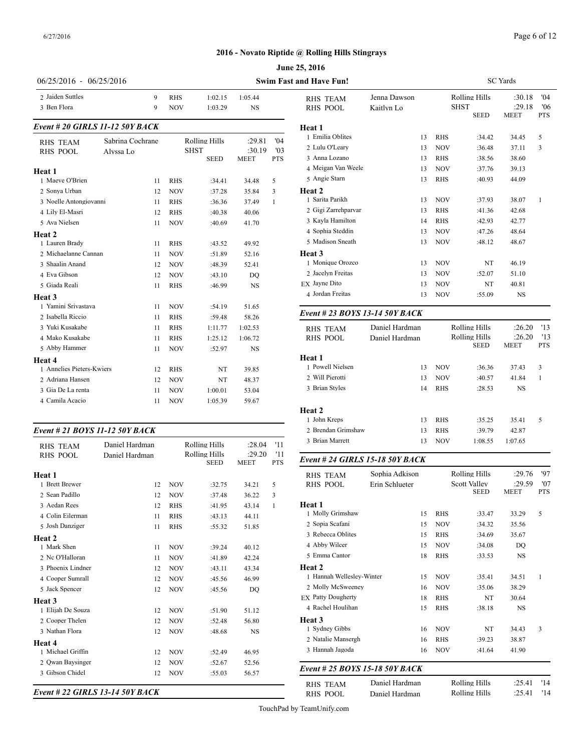## 2016 - Novato Riptide @ Rolling Hills Stingrays

**June 25, 2016**

06/25/2016 - 06/25/2016 | **Swim Fast and Have Fun!** | SC Yards

| | | | | | | |
|---|---|---|---|---|---|---|
| 2 Jaiden Suttles | 9 | RHS | 1:02.15 | 1:05.44 | | |
| 3 Ben Flora | 9 | NOV | 1:03.29 | NS | | |

### *Event # 20 GIRLS 11-12 50Y BACK*

| | | | | | | |
|---|---|---|---|---|---|---|
| RHS TEAM | Sabrina Cochrane | | Rolling Hills | :29.81 | '04 | |
| RHS POOL | Alyssa Lo | | SHST | :30.19 | '03 | |
| | | | SEED | MEET | PTS | |
| **Heat 1** | | | | | | |
| 1 Maeve O'Brien | 11 | RHS | :34.41 | 34.48 | 5 | |
| 2 Sonya Urban | 12 | NOV | :37.28 | 35.84 | 3 | |
| 3 Noelle Antongiovanni | 11 | RHS | :36.36 | 37.49 | 1 | |
| 4 Lily El-Masri | 12 | RHS | :40.38 | 40.06 | | |
| 5 Ava Nielsen | 11 | NOV | :40.69 | 41.70 | | |
| **Heat 2** | | | | | | |
| 1 Lauren Brady | 11 | RHS | :43.52 | 49.92 | | |
| 2 Michaelanne Cannan | 11 | NOV | :51.89 | 52.16 | | |
| 3 Shaalin Anand | 12 | NOV | :48.39 | 52.41 | | |
| 4 Eva Gibson | 12 | NOV | :43.10 | DQ | | |
| 5 Giada Reali | 11 | RHS | :46.99 | NS | | |
| **Heat 3** | | | | | | |
| 1 Yamini Srivastava | 11 | NOV | :54.19 | 51.65 | | |
| 2 Isabella Riccio | 11 | RHS | :59.48 | 58.26 | | |
| 3 Yuki Kusakabe | 11 | RHS | 1:11.77 | 1:02.53 | | |
| 4 Mako Kusakabe | 11 | RHS | 1:25.12 | 1:06.72 | | |
| 5 Abby Hammer | 11 | NOV | :52.97 | NS | | |
| **Heat 4** | | | | | | |
| 1 Annelies Pieters-Kwiers | 12 | RHS | NT | 39.85 | | |
| 2 Adriana Hansen | 12 | NOV | NT | 48.37 | | |
| 3 Gia De La renta | 11 | NOV | 1:00.01 | 53.04 | | |
| 4 Camila Acacio | 11 | NOV | 1:05.39 | 59.67 | | |

### *Event # 21 BOYS 11-12 50Y BACK*

| | | | | | | |
|---|---|---|---|---|---|---|
| RHS TEAM | Daniel Hardman | | Rolling Hills | :28.04 | '11 | |
| RHS POOL | Daniel Hardman | | Rolling Hills | :29.20 | '11 | |
| | | | SEED | MEET | PTS | |
| **Heat 1** | | | | | | |
| 1 Brett Brewer | 12 | NOV | :32.75 | 34.21 | 5 | |
| 2 Sean Padillo | 12 | NOV | :37.48 | 36.22 | 3 | |
| 3 Aedan Rees | 12 | RHS | :41.95 | 43.14 | 1 | |
| 4 Colin Eilerman | 11 | RHS | :43.13 | 44.11 | | |
| 5 Josh Danziger | 11 | RHS | :55.32 | 51.85 | | |
| **Heat 2** | | | | | | |
| 1 Mark Shen | 11 | NOV | :39.24 | 40.12 | | |
| 2 Nc O'Halloran | 11 | NOV | :41.89 | 42.24 | | |
| 3 Phoenix Lindner | 12 | NOV | :43.11 | 43.34 | | |
| 4 Cooper Sumrall | 12 | NOV | :45.56 | 46.99 | | |
| 5 Jack Spencer | 12 | NOV | :45.56 | DQ | | |
| **Heat 3** | | | | | | |
| 1 Elijah De Souza | 12 | NOV | :51.90 | 51.12 | | |
| 2 Cooper Thelen | 12 | NOV | :52.48 | 56.80 | | |
| 3 Nathan Flora | 12 | NOV | :48.68 | NS | | |
| **Heat 4** | | | | | | |
| 1 Michael Griffin | 12 | NOV | :52.49 | 46.95 | | |
| 2 Qwan Baysinger | 12 | NOV | :52.67 | 52.56 | | |
| 3 Gibson Chidel | 12 | NOV | :55.03 | 56.57 | | |

### *Event # 22 GIRLS 13-14 50Y BACK*

| | | | | | | |
|---|---|---|---|---|---|---|
| RHS TEAM | Jenna Dawson | | Rolling Hills | :30.18 | '04 | |
| RHS POOL | Kaitlyn Lo | | SHST | :29.18 | '06 | |
| | | | SEED | MEET | PTS | |
| **Heat 1** | | | | | | |
| 1 Emilia Oblites | 13 | RHS | :34.42 | 34.45 | 5 | |
| 2 Lulu O'Leary | 13 | NOV | :36.48 | 37.11 | 3 | |
| 3 Anna Lozano | 13 | RHS | :38.56 | 38.60 | | |
| 4 Meigan Van Weele | 13 | NOV | :37.76 | 39.13 | | |
| 5 Angie Starn | 13 | RHS | :40.93 | 44.09 | | |
| **Heat 2** | | | | | | |
| 1 Sarita Parikh | 13 | NOV | :37.93 | 38.07 | 1 | |
| 2 Gigi Zarrehparvar | 13 | RHS | :41.36 | 42.68 | | |
| 3 Kayla Hamilton | 14 | RHS | :42.93 | 42.77 | | |
| 4 Sophia Steddin | 13 | NOV | :47.26 | 48.64 | | |
| 5 Madison Sneath | 13 | NOV | :48.12 | 48.67 | | |
| **Heat 3** | | | | | | |
| 1 Monique Orozco | 13 | NOV | NT | 46.19 | | |
| 2 Jacelyn Freitas | 13 | NOV | :52.07 | 51.10 | | |
| EX Jayne Dito | 13 | NOV | NT | 40.81 | | |
| 4 Jordan Freitas | 13 | NOV | :55.09 | NS | | |

### *Event # 23 BOYS 13-14 50Y BACK*

| | | | | | | |
|---|---|---|---|---|---|---|
| RHS TEAM | Daniel Hardman | | Rolling Hills | :26.20 | '13 | |
| RHS POOL | Daniel Hardman | | Rolling Hills | :26.20 | '13 | |
| | | | SEED | MEET | PTS | |
| **Heat 1** | | | | | | |
| 1 Powell Nielsen | 13 | NOV | :36.36 | 37.43 | 3 | |
| 2 Will Pierotti | 13 | NOV | :40.57 | 41.84 | 1 | |
| 3 Brian Styles | 14 | RHS | :28.53 | NS | | |
| **Heat 2** | | | | | | |
| 1 John Kreps | 13 | RHS | :35.25 | 35.41 | 5 | |
| 2 Brendan Grimshaw | 13 | RHS | :39.79 | 42.87 | | |
| 3 Brian Marrett | 13 | NOV | 1:08.55 | 1:07.65 | | |

### *Event # 24 GIRLS 15-18 50Y BACK*

| | | | | | | |
|---|---|---|---|---|---|---|
| RHS TEAM | Sophia Adkison | | Rolling Hills | :29.76 | '97 | |
| RHS POOL | Erin Schlueter | | Scott Valley | :29.59 | '07 | |
| | | | SEED | MEET | PTS | |
| **Heat 1** | | | | | | |
| 1 Molly Grimshaw | 15 | RHS | :33.47 | 33.29 | 5 | |
| 2 Sopia Scafani | 15 | NOV | :34.32 | 35.56 | | |
| 3 Rebecca Oblites | 15 | RHS | :34.69 | 35.67 | | |
| 4 Abby Wilcer | 15 | NOV | :34.08 | DQ | | |
| 5 Emma Cantor | 18 | RHS | :33.53 | NS | | |
| **Heat 2** | | | | | | |
| 1 Hannah Wellesley-Winter | 15 | NOV | :35.41 | 34.51 | 1 | |
| 2 Molly McSweeney | 16 | NOV | :35.06 | 38.29 | | |
| EX Patty Dougherty | 18 | RHS | NT | 30.64 | | |
| 4 Rachel Houlihan | 15 | RHS | :38.18 | NS | | |
| **Heat 3** | | | | | | |
| 1 Sydney Gibbs | 16 | NOV | NT | 34.43 | 3 | |
| 2 Natalie Mansergh | 16 | RHS | :39.23 | 38.87 | | |
| 3 Hannah Jagoda | 16 | NOV | :41.64 | 41.90 | | |

### *Event # 25 BOYS 15-18 50Y BACK*

| | | | | | |
|---|---|---|---|---|---|
| RHS TEAM | Daniel Hardman | | Rolling Hills | :25.41 | '14 |
| RHS POOL | Daniel Hardman | | Rolling Hills | :25.41 | '14 |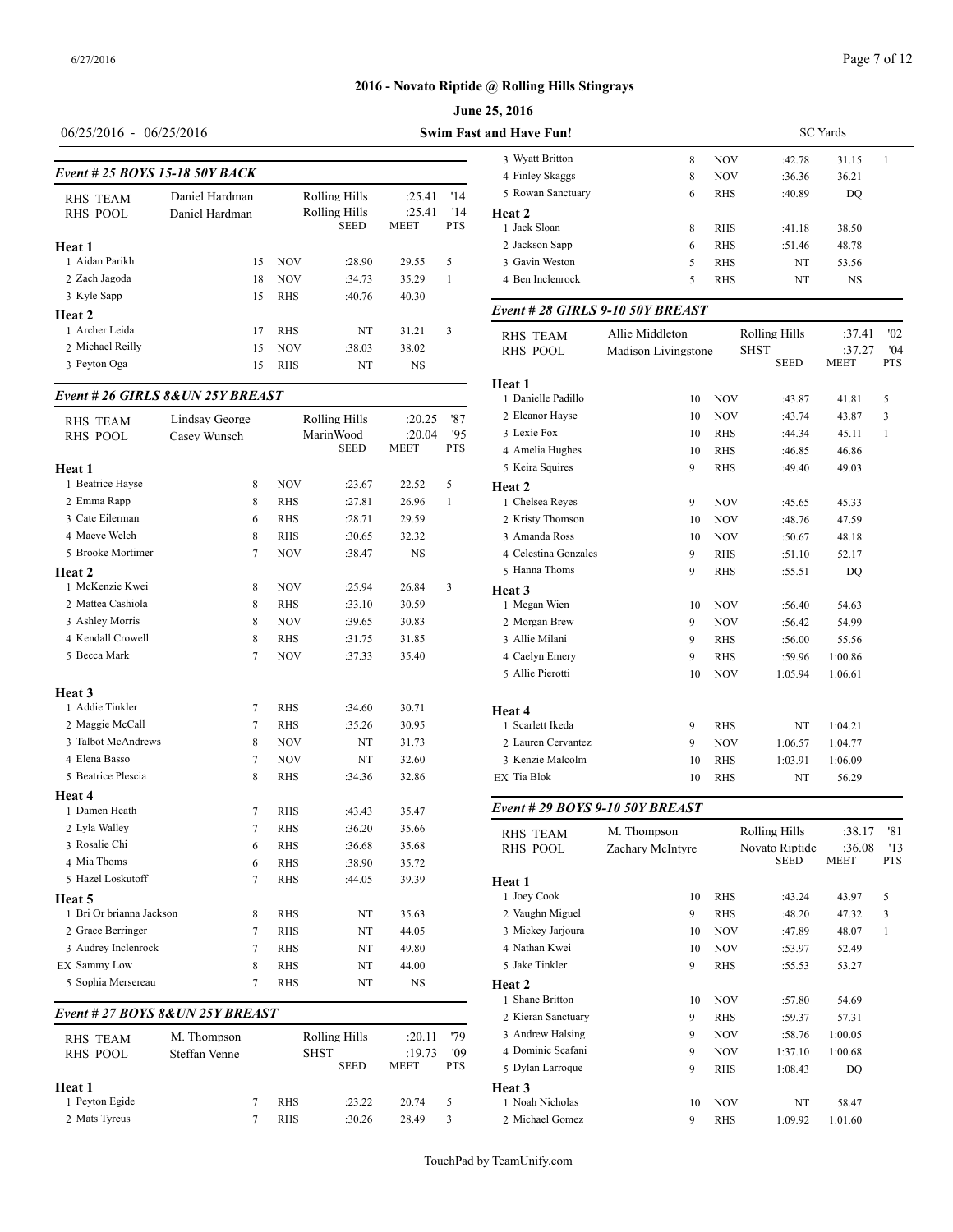## 2016 - Novato Riptide @ Rolling Hills Stingrays

**June 25, 2016**

06/25/2016 - 06/25/2016 **Swim Fast and Have Fun!** SC Yards

### *Event # 25 BOYS 15-18 50Y BACK*

| | | | | | | |
|---|---|---|---|---|---|---|
| RHS TEAM | Daniel Hardman | | Rolling Hills | :25.41 | '14 | |
| RHS POOL | Daniel Hardman | | Rolling Hills | :25.41 | '14 | |
| | | | SEED | MEET | PTS | |
| **Heat 1** | | | | | | |
| 1 Aidan Parikh | 15 | NOV | :28.90 | 29.55 | 5 | |
| 2 Zach Jagoda | 18 | NOV | :34.73 | 35.29 | 1 | |
| 3 Kyle Sapp | 15 | RHS | :40.76 | 40.30 | | |
| **Heat 2** | | | | | | |
| 1 Archer Leida | 17 | RHS | NT | 31.21 | 3 | |
| 2 Michael Reilly | 15 | NOV | :38.03 | 38.02 | | |
| 3 Peyton Oga | 15 | RHS | NT | NS | | |

### *Event # 26 GIRLS 8&UN 25Y BREAST*

| | | | | | |
|---|---|---|---|---|---|
| RHS TEAM | Lindsay George | Rolling Hills | :20.25 | '87 | |
| RHS POOL | Casey Wunsch | MarinWood | :20.04 | '95 | |
| | | | SEED | MEET | PTS |
| **Heat 1** | | | | | |
| 1 Beatrice Hayse | 8 | NOV | :23.67 | 22.52 | 5 |
| 2 Emma Rapp | 8 | RHS | :27.81 | 26.96 | 1 |
| 3 Cate Eilerman | 6 | RHS | :28.71 | 29.59 | |
| 4 Maeve Welch | 8 | RHS | :30.65 | 32.32 | |
| 5 Brooke Mortimer | 7 | NOV | :38.47 | NS | |
| **Heat 2** | | | | | |
| 1 McKenzie Kwei | 8 | NOV | :25.94 | 26.84 | 3 |
| 2 Mattea Cashiola | 8 | RHS | :33.10 | 30.59 | |
| 3 Ashley Morris | 8 | NOV | :39.65 | 30.83 | |
| 4 Kendall Crowell | 8 | RHS | :31.75 | 31.85 | |
| 5 Becca Mark | 7 | NOV | :37.33 | 35.40 | |
| **Heat 3** | | | | | |
| 1 Addie Tinkler | 7 | RHS | :34.60 | 30.71 | |
| 2 Maggie McCall | 7 | RHS | :35.26 | 30.95 | |
| 3 Talbot McAndrews | 8 | NOV | NT | 31.73 | |
| 4 Elena Basso | 7 | NOV | NT | 32.60 | |
| 5 Beatrice Plescia | 8 | RHS | :34.36 | 32.86 | |
| **Heat 4** | | | | | |
| 1 Damen Heath | 7 | RHS | :43.43 | 35.47 | |
| 2 Lyla Walley | 7 | RHS | :36.20 | 35.66 | |
| 3 Rosalie Chi | 6 | RHS | :36.68 | 35.68 | |
| 4 Mia Thoms | 6 | RHS | :38.90 | 35.72 | |
| 5 Hazel Loskutoff | 7 | RHS | :44.05 | 39.39 | |
| **Heat 5** | | | | | |
| 1 Bri Or brianna Jackson | 8 | RHS | NT | 35.63 | |
| 2 Grace Berringer | 7 | RHS | NT | 44.05 | |
| 3 Audrey Inclenrock | 7 | RHS | NT | 49.80 | |
| EX Sammy Low | 8 | RHS | NT | 44.00 | |
| 5 Sophia Mersereau | 7 | RHS | NT | NS | |

### *Event # 27 BOYS 8&UN 25Y BREAST*

| | | | | | |
|---|---|---|---|---|---|
| RHS TEAM | M. Thompson | Rolling Hills | :20.11 | '79 | |
| RHS POOL | Steffan Venne | SHST | :19.73 | '09 | |
| | | | SEED | MEET | PTS |
| **Heat 1** | | | | | |
| 1 Peyton Egide | 7 | RHS | :23.22 | 20.74 | 5 |
| 2 Mats Tyreus | 7 | RHS | :30.26 | 28.49 | 3 |
| 3 Wyatt Britton | 8 | NOV | :42.78 | 31.15 | 1 |
| 4 Finley Skaggs | 8 | NOV | :36.36 | 36.21 | |
| 5 Rowan Sanctuary | 6 | RHS | :40.89 | DQ | |
| **Heat 2** | | | | | |
| 1 Jack Sloan | 8 | RHS | :41.18 | 38.50 | |
| 2 Jackson Sapp | 6 | RHS | :51.46 | 48.78 | |
| 3 Gavin Weston | 5 | RHS | NT | 53.56 | |
| 4 Ben Inclenrock | 5 | RHS | NT | NS | |

### *Event # 28 GIRLS 9-10 50Y BREAST*

| | | | | | |
|---|---|---|---|---|---|
| RHS TEAM | Allie Middleton | Rolling Hills | :37.41 | '02 | |
| RHS POOL | Madison Livingstone | SHST | :37.27 | '04 | |
| | | | SEED | MEET | PTS |
| **Heat 1** | | | | | |
| 1 Danielle Padillo | 10 | NOV | :43.87 | 41.81 | 5 |
| 2 Eleanor Hayse | 10 | NOV | :43.74 | 43.87 | 3 |
| 3 Lexie Fox | 10 | RHS | :44.34 | 45.11 | 1 |
| 4 Amelia Hughes | 10 | RHS | :46.85 | 46.86 | |
| 5 Keira Squires | 9 | RHS | :49.40 | 49.03 | |
| **Heat 2** | | | | | |
| 1 Chelsea Reyes | 9 | NOV | :45.65 | 45.33 | |
| 2 Kristy Thomson | 10 | NOV | :48.76 | 47.59 | |
| 3 Amanda Ross | 10 | NOV | :50.67 | 48.18 | |
| 4 Celestina Gonzales | 9 | RHS | :51.10 | 52.17 | |
| 5 Hanna Thoms | 9 | RHS | :55.51 | DQ | |
| **Heat 3** | | | | | |
| 1 Megan Wien | 10 | NOV | :56.40 | 54.63 | |
| 2 Morgan Brew | 9 | NOV | :56.42 | 54.99 | |
| 3 Allie Milani | 9 | RHS | :56.00 | 55.56 | |
| 4 Caelyn Emery | 9 | RHS | :59.96 | 1:00.86 | |
| 5 Allie Pierotti | 10 | NOV | 1:05.94 | 1:06.61 | |
| **Heat 4** | | | | | |
| 1 Scarlett Ikeda | 9 | RHS | NT | 1:04.21 | |
| 2 Lauren Cervantez | 9 | NOV | 1:06.57 | 1:04.77 | |
| 3 Kenzie Malcolm | 10 | RHS | 1:03.91 | 1:06.09 | |
| EX Tia Blok | 10 | RHS | NT | 56.29 | |

### *Event # 29 BOYS 9-10 50Y BREAST*

| | | | | | |
|---|---|---|---|---|---|
| RHS TEAM | M. Thompson | Rolling Hills | :38.17 | '81 | |
| RHS POOL | Zachary McIntyre | Novato Riptide | :36.08 | '13 | |
| | | | SEED | MEET | PTS |
| **Heat 1** | | | | | |
| 1 Joey Cook | 10 | RHS | :43.24 | 43.97 | 5 |
| 2 Vaughn Miguel | 9 | RHS | :48.20 | 47.32 | 3 |
| 3 Mickey Jarjoura | 10 | NOV | :47.89 | 48.07 | 1 |
| 4 Nathan Kwei | 10 | NOV | :53.97 | 52.49 | |
| 5 Jake Tinkler | 9 | RHS | :55.53 | 53.27 | |
| **Heat 2** | | | | | |
| 1 Shane Britton | 10 | NOV | :57.80 | 54.69 | |
| 2 Kieran Sanctuary | 9 | RHS | :59.37 | 57.31 | |
| 3 Andrew Halsing | 9 | NOV | :58.76 | 1:00.05 | |
| 4 Dominic Scafani | 9 | NOV | 1:37.10 | 1:00.68 | |
| 5 Dylan Larroque | 9 | RHS | 1:08.43 | DQ | |
| **Heat 3** | | | | | |
| 1 Noah Nicholas | 10 | NOV | NT | 58.47 | |
| 2 Michael Gomez | 9 | RHS | 1:09.92 | 1:01.60 | |

TouchPad by TeamUnify.com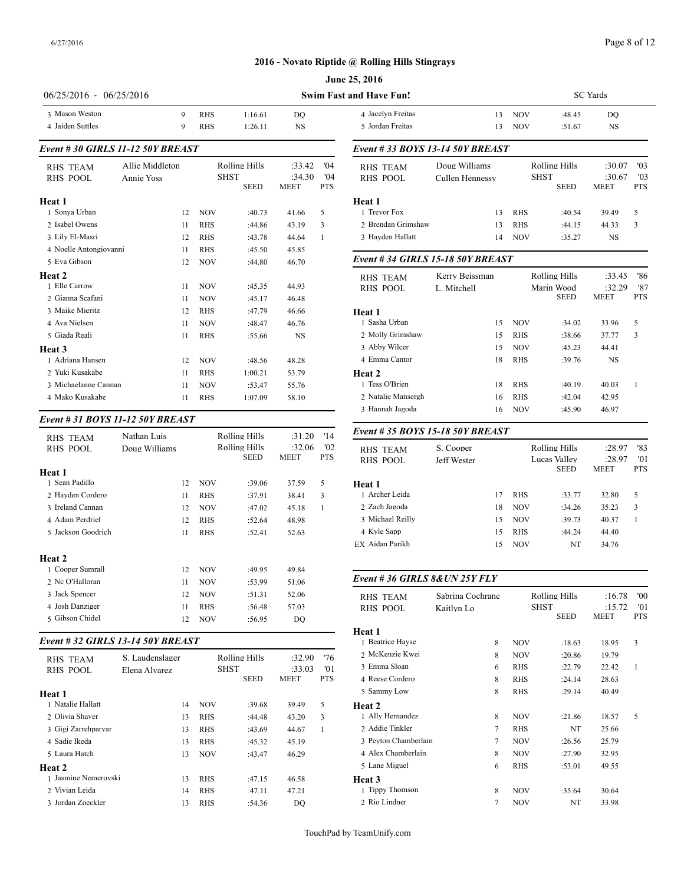## 2016 - Novato Riptide @ Rolling Hills Stingrays

**June 25, 2016**

06/25/2016 - 06/25/2016 — **Swim Fast and Have Fun!** — SC Yards

| | Name | Age | Team | Seed | Meet | Pts |
|---|---|---|---|---|---|---|
| 3 | Mason Weston | 9 | RHS | 1:16.61 | DQ | |
| 4 | Jaiden Suttles | 9 | RHS | 1:26.11 | NS | |

### Event # 30 GIRLS 11-12 50Y BREAST

| | | | | |
|---|---|---|---|---|
| RHS TEAM | Allie Middleton | Rolling Hills | :33.42 | '04 |
| RHS POOL | Annie Yoss | SHST | :34.30 | '04 |

| | Name | Age | Team | Seed | Meet | Pts |
|---|---|---|---|---|---|---|
| **Heat 1** | | | | | | |
| 1 | Sonya Urban | 12 | NOV | :40.73 | 41.66 | 5 |
| 2 | Isabel Owens | 11 | RHS | :44.86 | 43.19 | 3 |
| 3 | Lily El-Masri | 12 | RHS | :43.78 | 44.64 | 1 |
| 4 | Noelle Antongiovanni | 11 | RHS | :45.50 | 45.85 | |
| 5 | Eva Gibson | 12 | NOV | :44.80 | 46.70 | |
| **Heat 2** | | | | | | |
| 1 | Elle Carrow | 11 | NOV | :45.35 | 44.93 | |
| 2 | Gianna Scafani | 11 | NOV | :45.17 | 46.48 | |
| 3 | Maike Mieritz | 12 | RHS | :47.79 | 46.66 | |
| 4 | Ava Nielsen | 11 | NOV | :48.47 | 46.76 | |
| 5 | Giada Reali | 11 | RHS | :55.66 | NS | |
| **Heat 3** | | | | | | |
| 1 | Adriana Hansen | 12 | NOV | :48.56 | 48.28 | |
| 2 | Yuki Kusakabe | 11 | RHS | 1:00.21 | 53.79 | |
| 3 | Michaelanne Cannan | 11 | NOV | :53.47 | 55.76 | |
| 4 | Mako Kusakabe | 11 | RHS | 1:07.09 | 58.10 | |

### Event # 31 BOYS 11-12 50Y BREAST

| | | | | |
|---|---|---|---|---|
| RHS TEAM | Nathan Luis | Rolling Hills | :31.20 | '14 |
| RHS POOL | Doug Williams | Rolling Hills | :32.06 | '02 |

| | Name | Age | Team | Seed | Meet | Pts |
|---|---|---|---|---|---|---|
| **Heat 1** | | | | | | |
| 1 | Sean Padillo | 12 | NOV | :39.06 | 37.59 | 5 |
| 2 | Hayden Cordero | 11 | RHS | :37.91 | 38.41 | 3 |
| 3 | Ireland Cannan | 12 | NOV | :47.02 | 45.18 | 1 |
| 4 | Adam Perdriel | 12 | RHS | :52.64 | 48.98 | |
| 5 | Jackson Goodrich | 11 | RHS | :52.41 | 52.63 | |
| **Heat 2** | | | | | | |
| 1 | Cooper Sumrall | 12 | NOV | :49.95 | 49.84 | |
| 2 | Nc O'Halloran | 11 | NOV | :53.99 | 51.06 | |
| 3 | Jack Spencer | 12 | NOV | :51.31 | 52.06 | |
| 4 | Josh Danziger | 11 | RHS | :56.48 | 57.03 | |
| 5 | Gibson Chidel | 12 | NOV | :56.95 | DQ | |

### Event # 32 GIRLS 13-14 50Y BREAST

| | | | | |
|---|---|---|---|---|
| RHS TEAM | S. Laudenslager | Rolling Hills | :32.90 | '76 |
| RHS POOL | Elena Alvarez | SHST | :33.03 | '01 |

| | Name | Age | Team | Seed | Meet | Pts |
|---|---|---|---|---|---|---|
| **Heat 1** | | | | | | |
| 1 | Natalie Hallatt | 14 | NOV | :39.68 | 39.49 | 5 |
| 2 | Olivia Shaver | 13 | RHS | :44.48 | 43.20 | 3 |
| 3 | Gigi Zarrehparvar | 13 | RHS | :43.69 | 44.67 | 1 |
| 4 | Sadie Ikeda | 13 | RHS | :45.32 | 45.19 | |
| 5 | Laura Hatch | 13 | NOV | :43.47 | 46.29 | |
| **Heat 2** | | | | | | |
| 1 | Jasmine Nemerovski | 13 | RHS | :47.15 | 46.58 | |
| 2 | Vivian Leida | 14 | RHS | :47.11 | 47.21 | |
| 3 | Jordan Zoeckler | 13 | RHS | :54.36 | DQ | |

| | Name | Age | Team | Seed | Meet | Pts |
|---|---|---|---|---|---|---|
| 4 | Jacelyn Freitas | 13 | NOV | :48.45 | DQ | |
| 5 | Jordan Freitas | 13 | NOV | :51.67 | NS | |

### Event # 33 BOYS 13-14 50Y BREAST

| | | | | |
|---|---|---|---|---|
| RHS TEAM | Doug Williams | Rolling Hills | :30.07 | '03 |
| RHS POOL | Cullen Hennessy | SHST | :30.67 | '03 |

| | Name | Age | Team | Seed | Meet | Pts |
|---|---|---|---|---|---|---|
| **Heat 1** | | | | | | |
| 1 | Trevor Fox | 13 | RHS | :40.54 | 39.49 | 5 |
| 2 | Brendan Grimshaw | 13 | RHS | :44.15 | 44.33 | 3 |
| 3 | Hayden Hallatt | 14 | NOV | :35.27 | NS | |

### Event # 34 GIRLS 15-18 50Y BREAST

| | | | | |
|---|---|---|---|---|
| RHS TEAM | Kerry Beissman | Rolling Hills | :33.45 | '86 |
| RHS POOL | L. Mitchell | Marin Wood | :32.29 | '87 |

| | Name | Age | Team | Seed | Meet | Pts |
|---|---|---|---|---|---|---|
| **Heat 1** | | | | | | |
| 1 | Sasha Urban | 15 | NOV | :34.02 | 33.96 | 5 |
| 2 | Molly Grimshaw | 15 | RHS | :38.66 | 37.77 | 3 |
| 3 | Abby Wilcer | 15 | NOV | :45.23 | 44.41 | |
| 4 | Emma Cantor | 18 | RHS | :39.76 | NS | |
| **Heat 2** | | | | | | |
| 1 | Tess O'Brien | 18 | RHS | :40.19 | 40.03 | 1 |
| 2 | Natalie Mansergh | 16 | RHS | :42.04 | 42.95 | |
| 3 | Hannah Jagoda | 16 | NOV | :45.90 | 46.97 | |

### Event # 35 BOYS 15-18 50Y BREAST

| | | | | |
|---|---|---|---|---|
| RHS TEAM | S. Cooper | Rolling Hills | :28.97 | '83 |
| RHS POOL | Jeff Wester | Lucas Valley | :28.97 | '01 |

| | Name | Age | Team | Seed | Meet | Pts |
|---|---|---|---|---|---|---|
| **Heat 1** | | | | | | |
| 1 | Archer Leida | 17 | RHS | :33.77 | 32.80 | 5 |
| 2 | Zach Jagoda | 18 | NOV | :34.26 | 35.23 | 3 |
| 3 | Michael Reilly | 15 | NOV | :39.73 | 40.37 | 1 |
| 4 | Kyle Sapp | 15 | RHS | :44.24 | 44.40 | |
| EX | Aidan Parikh | 15 | NOV | NT | 34.76 | |

### Event # 36 GIRLS 8&UN 25Y FLY

| | | | | |
|---|---|---|---|---|
| RHS TEAM | Sabrina Cochrane | Rolling Hills | :16.78 | '00 |
| RHS POOL | Kaitlyn Lo | SHST | :15.72 | '01 |

| | Name | Age | Team | Seed | Meet | Pts |
|---|---|---|---|---|---|---|
| **Heat 1** | | | | | | |
| 1 | Beatrice Hayse | 8 | NOV | :18.63 | 18.95 | 3 |
| 2 | McKenzie Kwei | 8 | NOV | :20.86 | 19.79 | |
| 3 | Emma Sloan | 6 | RHS | :22.79 | 22.42 | 1 |
| 4 | Reese Cordero | 8 | RHS | :24.14 | 28.63 | |
| 5 | Sammy Low | 8 | RHS | :29.14 | 40.49 | |
| **Heat 2** | | | | | | |
| 1 | Ally Hernandez | 8 | NOV | :21.86 | 18.57 | 5 |
| 2 | Addie Tinkler | 7 | RHS | NT | 25.66 | |
| 3 | Peyton Chamberlain | 7 | NOV | :26.56 | 25.79 | |
| 4 | Alex Chamberlain | 8 | NOV | :27.90 | 32.95 | |
| 5 | Lane Miguel | 6 | RHS | :53.01 | 49.55 | |
| **Heat 3** | | | | | | |
| 1 | Tippy Thomson | 8 | NOV | :35.64 | 30.64 | |
| 2 | Rio Lindner | 7 | NOV | NT | 33.98 | |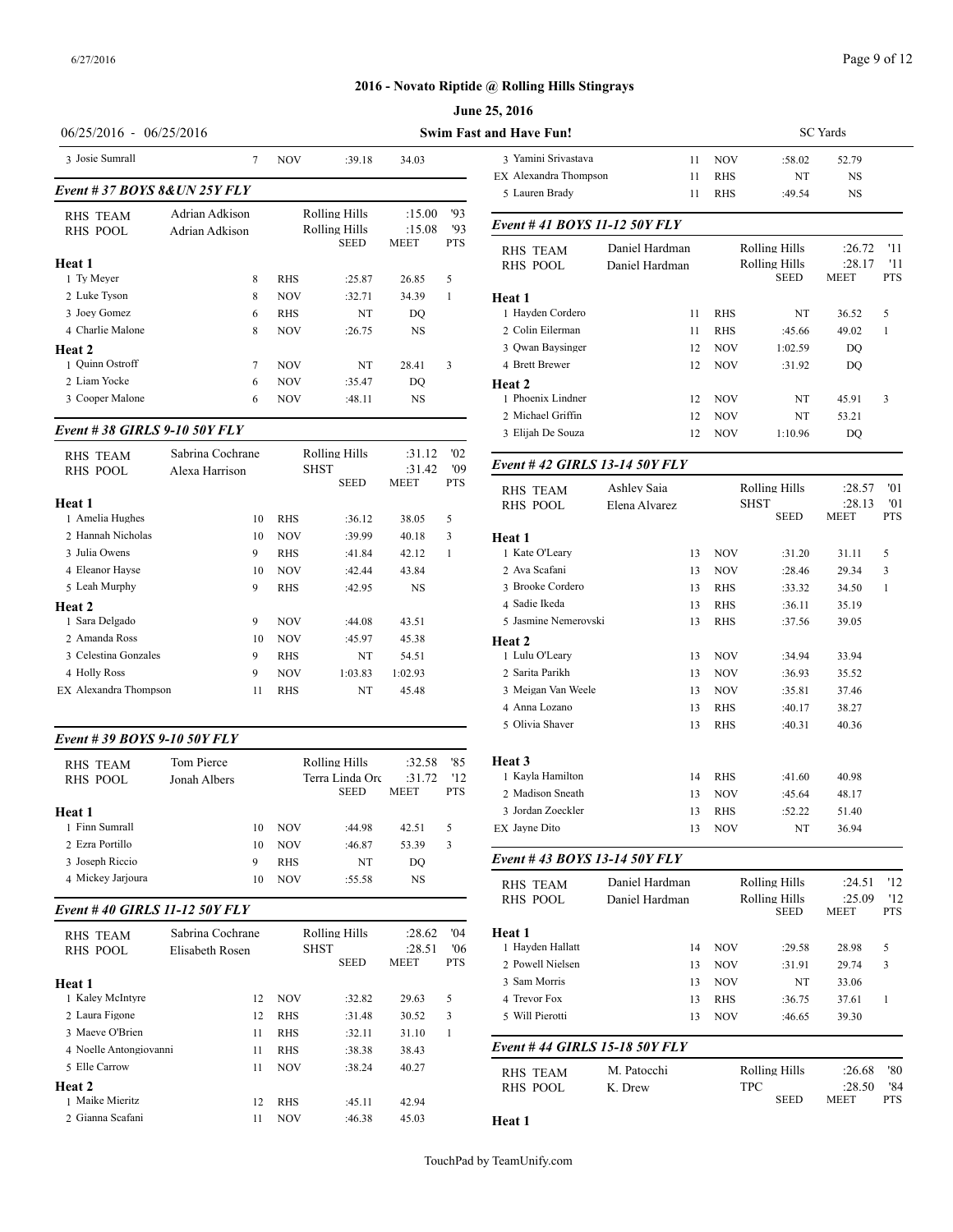## 2016 - Novato Riptide @ Rolling Hills Stingrays

**June 25, 2016**

06/25/2016 - 06/25/2016 — **Swim Fast and Have Fun!** — SC Yards

| | Name | Age | Team | Seed | Meet | Pts |
|---|---|---|---|---|---|---|
| 3 | Josie Sumrall | 7 | NOV | :39.18 | 34.03 | |

### Event # 37 BOYS 8&UN 25Y FLY

| | | | | | |
|---|---|---|---|---|---|
| RHS TEAM | Adrian Adkison | Rolling Hills | :15.00 | '93 | |
| RHS POOL | Adrian Adkison | Rolling Hills | :15.08 | '93 | |

| | Name | Age | Team | Seed | Meet | Pts |
|---|---|---|---|---|---|---|
| **Heat 1** | | | | | | |
| 1 | Ty Meyer | 8 | RHS | :25.87 | 26.85 | 5 |
| 2 | Luke Tyson | 8 | NOV | :32.71 | 34.39 | 1 |
| 3 | Joey Gomez | 6 | RHS | NT | DQ | |
| 4 | Charlie Malone | 8 | NOV | :26.75 | NS | |
| **Heat 2** | | | | | | |
| 1 | Quinn Ostroff | 7 | NOV | NT | 28.41 | 3 |
| 2 | Liam Yocke | 6 | NOV | :35.47 | DQ | |
| 3 | Cooper Malone | 6 | NOV | :48.11 | NS | |

### Event # 38 GIRLS 9-10 50Y FLY

| | | | | |
|---|---|---|---|---|
| RHS TEAM | Sabrina Cochrane | Rolling Hills | :31.12 | '02 |
| RHS POOL | Alexa Harrison | SHST | :31.42 | '09 |

| | Name | Age | Team | Seed | Meet | Pts |
|---|---|---|---|---|---|---|
| **Heat 1** | | | | | | |
| 1 | Amelia Hughes | 10 | RHS | :36.12 | 38.05 | 5 |
| 2 | Hannah Nicholas | 10 | NOV | :39.99 | 40.18 | 3 |
| 3 | Julia Owens | 9 | RHS | :41.84 | 42.12 | 1 |
| 4 | Eleanor Hayse | 10 | NOV | :42.44 | 43.84 | |
| 5 | Leah Murphy | 9 | RHS | :42.95 | NS | |
| **Heat 2** | | | | | | |
| 1 | Sara Delgado | 9 | NOV | :44.08 | 43.51 | |
| 2 | Amanda Ross | 10 | NOV | :45.97 | 45.38 | |
| 3 | Celestina Gonzales | 9 | RHS | NT | 54.51 | |
| 4 | Holly Ross | 9 | NOV | 1:03.83 | 1:02.93 | |
| EX | Alexandra Thompson | 11 | RHS | NT | 45.48 | |

### Event # 39 BOYS 9-10 50Y FLY

| | | | | |
|---|---|---|---|---|
| RHS TEAM | Tom Pierce | Rolling Hills | :32.58 | '85 |
| RHS POOL | Jonah Albers | Terra Linda Orc | :31.72 | '12 |

| | Name | Age | Team | Seed | Meet | Pts |
|---|---|---|---|---|---|---|
| **Heat 1** | | | | | | |
| 1 | Finn Sumrall | 10 | NOV | :44.98 | 42.51 | 5 |
| 2 | Ezra Portillo | 10 | NOV | :46.87 | 53.39 | 3 |
| 3 | Joseph Riccio | 9 | RHS | NT | DQ | |
| 4 | Mickey Jarjoura | 10 | NOV | :55.58 | NS | |

### Event # 40 GIRLS 11-12 50Y FLY

| | | | | |
|---|---|---|---|---|
| RHS TEAM | Sabrina Cochrane | Rolling Hills | :28.62 | '04 |
| RHS POOL | Elisabeth Rosen | SHST | :28.51 | '06 |

| | Name | Age | Team | Seed | Meet | Pts |
|---|---|---|---|---|---|---|
| **Heat 1** | | | | | | |
| 1 | Kaley McIntyre | 12 | NOV | :32.82 | 29.63 | 5 |
| 2 | Laura Figone | 12 | RHS | :31.48 | 30.52 | 3 |
| 3 | Maeve O'Brien | 11 | RHS | :32.11 | 31.10 | 1 |
| 4 | Noelle Antongiovanni | 11 | RHS | :38.38 | 38.43 | |
| 5 | Elle Carrow | 11 | NOV | :38.24 | 40.27 | |
| **Heat 2** | | | | | | |
| 1 | Maike Mieritz | 12 | RHS | :45.11 | 42.94 | |
| 2 | Gianna Scafani | 11 | NOV | :46.38 | 45.03 | |
| 3 | Yamini Srivastava | 11 | NOV | :58.02 | 52.79 | |
| EX | Alexandra Thompson | 11 | RHS | NT | NS | |
| 5 | Lauren Brady | 11 | RHS | :49.54 | NS | |

### Event # 41 BOYS 11-12 50Y FLY

| | | | | |
|---|---|---|---|---|
| RHS TEAM | Daniel Hardman | Rolling Hills | :26.72 | '11 |
| RHS POOL | Daniel Hardman | Rolling Hills | :28.17 | '11 |

| | Name | Age | Team | Seed | Meet | Pts |
|---|---|---|---|---|---|---|
| **Heat 1** | | | | | | |
| 1 | Hayden Cordero | 11 | RHS | NT | 36.52 | 5 |
| 2 | Colin Eilerman | 11 | RHS | :45.66 | 49.02 | 1 |
| 3 | Qwan Baysinger | 12 | NOV | 1:02.59 | DQ | |
| 4 | Brett Brewer | 12 | NOV | :31.92 | DQ | |
| **Heat 2** | | | | | | |
| 1 | Phoenix Lindner | 12 | NOV | NT | 45.91 | 3 |
| 2 | Michael Griffin | 12 | NOV | NT | 53.21 | |
| 3 | Elijah De Souza | 12 | NOV | 1:10.96 | DQ | |

### Event # 42 GIRLS 13-14 50Y FLY

| | | | | |
|---|---|---|---|---|
| RHS TEAM | Ashley Saia | Rolling Hills | :28.57 | '01 |
| RHS POOL | Elena Alvarez | SHST | :28.13 | '01 |

| | Name | Age | Team | Seed | Meet | Pts |
|---|---|---|---|---|---|---|
| **Heat 1** | | | | | | |
| 1 | Kate O'Leary | 13 | NOV | :31.20 | 31.11 | 5 |
| 2 | Ava Scafani | 13 | NOV | :28.46 | 29.34 | 3 |
| 3 | Brooke Cordero | 13 | RHS | :33.32 | 34.50 | 1 |
| 4 | Sadie Ikeda | 13 | RHS | :36.11 | 35.19 | |
| 5 | Jasmine Nemerovski | 13 | RHS | :37.56 | 39.05 | |
| **Heat 2** | | | | | | |
| 1 | Lulu O'Leary | 13 | NOV | :34.94 | 33.94 | |
| 2 | Sarita Parikh | 13 | NOV | :36.93 | 35.52 | |
| 3 | Meigan Van Weele | 13 | NOV | :35.81 | 37.46 | |
| 4 | Anna Lozano | 13 | RHS | :40.17 | 38.27 | |
| 5 | Olivia Shaver | 13 | RHS | :40.31 | 40.36 | |
| **Heat 3** | | | | | | |
| 1 | Kayla Hamilton | 14 | RHS | :41.60 | 40.98 | |
| 2 | Madison Sneath | 13 | NOV | :45.64 | 48.17 | |
| 3 | Jordan Zoeckler | 13 | RHS | :52.22 | 51.40 | |
| EX | Jayne Dito | 13 | NOV | NT | 36.94 | |

### Event # 43 BOYS 13-14 50Y FLY

| | | | | |
|---|---|---|---|---|
| RHS TEAM | Daniel Hardman | Rolling Hills | :24.51 | '12 |
| RHS POOL | Daniel Hardman | Rolling Hills | :25.09 | '12 |

| | Name | Age | Team | Seed | Meet | Pts |
|---|---|---|---|---|---|---|
| **Heat 1** | | | | | | |
| 1 | Hayden Hallatt | 14 | NOV | :29.58 | 28.98 | 5 |
| 2 | Powell Nielsen | 13 | NOV | :31.91 | 29.74 | 3 |
| 3 | Sam Morris | 13 | NOV | NT | 33.06 | |
| 4 | Trevor Fox | 13 | RHS | :36.75 | 37.61 | 1 |
| 5 | Will Pierotti | 13 | NOV | :46.65 | 39.30 | |

### Event # 44 GIRLS 15-18 50Y FLY

| | | | | |
|---|---|---|---|---|
| RHS TEAM | M. Patocchi | Rolling Hills | :26.68 | '80 |
| RHS POOL | K. Drew | TPC | :28.50 | '84 |

| | Name | Age | Team | Seed | Meet | Pts |
|---|---|---|---|---|---|---|
| **Heat 1** | | | | | | |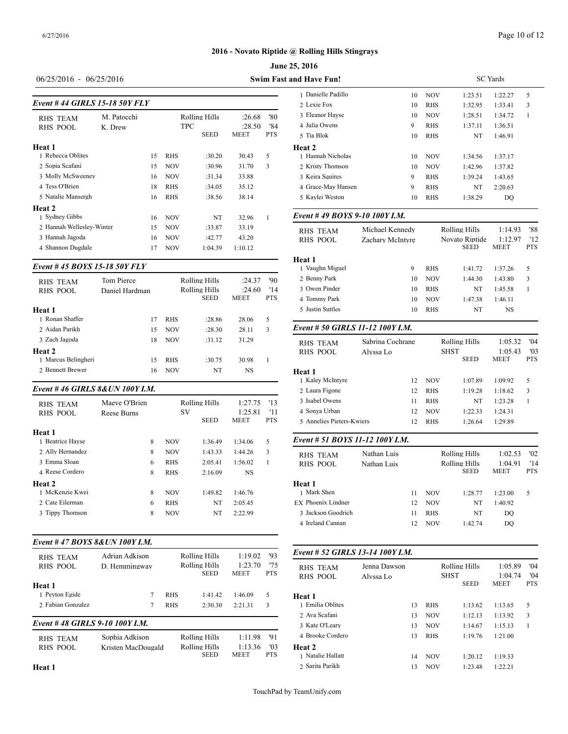## 2016 - Novato Riptide @ Rolling Hills Stingrays

**June 25, 2016**

06/25/2016 - 06/25/2016 — **Swim Fast and Have Fun!** — SC Yards

### Event # 44 GIRLS 15-18 50Y FLY

| RHS TEAM | M. Patocchi | | Rolling Hills | :26.68 | '80 |
|---|---|---|---|---|---|
| RHS POOL | K. Drew | | TPC | :28.50 | '84 |

| | Name | Age | Team | SEED | MEET | PTS |
|---|---|---|---|---|---|---|
| **Heat 1** | | | | | | |
| 1 | Rebecca Oblites | 15 | RHS | :30.20 | 30.43 | 5 |
| 2 | Sopia Scafani | 15 | NOV | :30.96 | 31.70 | 3 |
| 3 | Molly McSweeney | 16 | NOV | :31.34 | 33.88 | |
| 4 | Tess O'Brien | 18 | RHS | :34.05 | 35.12 | |
| 5 | Natalie Mansergh | 16 | RHS | :38.56 | 38.14 | |
| **Heat 2** | | | | | | |
| 1 | Sydney Gibbs | 16 | NOV | NT | 32.96 | 1 |
| 2 | Hannah Wellesley-Winter | 15 | NOV | :33.87 | 33.19 | |
| 3 | Hannah Jagoda | 16 | NOV | :42.77 | 43.20 | |
| 4 | Shannon Dugdale | 17 | NOV | 1:04.39 | 1:10.12 | |

### Event # 45 BOYS 15-18 50Y FLY

| RHS TEAM | Tom Pierce | | Rolling Hills | :24.37 | '90 |
|---|---|---|---|---|---|
| RHS POOL | Daniel Hardman | | Rolling Hills | :24.60 | '14 |

| | Name | Age | Team | SEED | MEET | PTS |
|---|---|---|---|---|---|---|
| **Heat 1** | | | | | | |
| 1 | Ronan Shaffer | 17 | RHS | :28.86 | 28.06 | 5 |
| 2 | Aidan Parikh | 15 | NOV | :28.30 | 28.11 | 3 |
| 3 | Zach Jagoda | 18 | NOV | :31.12 | 31.29 | |
| **Heat 2** | | | | | | |
| 1 | Marcus Belingheri | 15 | RHS | :30.75 | 30.98 | 1 |
| 2 | Bennett Brewer | 16 | NOV | NT | NS | |

### Event # 46 GIRLS 8&UN 100Y I.M.

| RHS TEAM | Maeve O'Brien | | Rolling Hills | 1:27.75 | '13 |
|---|---|---|---|---|---|
| RHS POOL | Reese Burns | | SV | 1:25.81 | '11 |

| | Name | Age | Team | SEED | MEET | PTS |
|---|---|---|---|---|---|---|
| **Heat 1** | | | | | | |
| 1 | Beatrice Hayse | 8 | NOV | 1:36.49 | 1:34.06 | 5 |
| 2 | Ally Hernandez | 8 | NOV | 1:43.33 | 1:44.26 | 3 |
| 3 | Emma Sloan | 6 | RHS | 2:05.41 | 1:56.02 | 1 |
| 4 | Reese Cordero | 8 | RHS | 2:16.09 | NS | |
| **Heat 2** | | | | | | |
| 1 | McKenzie Kwei | 8 | NOV | 1:49.82 | 1:46.76 | |
| 2 | Cate Eilerman | 6 | RHS | NT | 2:05.45 | |
| 3 | Tippy Thomson | 8 | NOV | NT | 2:22.99 | |

### Event # 47 BOYS 8&UN 100Y I.M.

| RHS TEAM | Adrian Adkison | | Rolling Hills | 1:19.02 | '93 |
|---|---|---|---|---|---|
| RHS POOL | D. Hemmingway | | Rolling Hills | 1:23.70 | '75 |

| | Name | Age | Team | SEED | MEET | PTS |
|---|---|---|---|---|---|---|
| **Heat 1** | | | | | | |
| 1 | Peyton Egide | 7 | RHS | 1:41.42 | 1:46.09 | 5 |
| 2 | Fabian Gonzalez | 7 | RHS | 2:30.30 | 2:21.31 | 3 |

### Event # 48 GIRLS 9-10 100Y I.M.

| RHS TEAM | Sophia Adkison | | Rolling Hills | 1:11.98 | '91 |
|---|---|---|---|---|---|
| RHS POOL | Kristen MacDougald | | Rolling Hills | 1:13.36 | '03 |

| | Name | Age | Team | SEED | MEET | PTS |
|---|---|---|---|---|---|---|
| **Heat 1** | | | | | | |
| 1 | Danielle Padillo | 10 | NOV | 1:23.51 | 1:22.27 | 5 |
| 2 | Lexie Fox | 10 | RHS | 1:32.95 | 1:33.41 | 3 |
| 3 | Eleanor Hayse | 10 | NOV | 1:28.51 | 1:34.72 | 1 |
| 4 | Julia Owens | 9 | RHS | 1:37.11 | 1:36.51 | |
| 5 | Tia Blok | 10 | RHS | NT | 1:46.91 | |
| **Heat 2** | | | | | | |
| 1 | Hannah Nicholas | 10 | NOV | 1:34.56 | 1:37.17 | |
| 2 | Kristy Thomson | 10 | NOV | 1:42.96 | 1:37.82 | |
| 3 | Keira Squires | 9 | RHS | 1:39.24 | 1:43.65 | |
| 4 | Grace-May Hansen | 9 | RHS | NT | 2:20.63 | |
| 5 | Kaylei Weston | 10 | RHS | 1:38.29 | DQ | |

### Event # 49 BOYS 9-10 100Y I.M.

| RHS TEAM | Michael Kennedy | | Rolling Hills | 1:14.93 | '88 |
|---|---|---|---|---|---|
| RHS POOL | Zachary McIntyre | | Novato Riptide | 1:12.97 | '12 |

| | Name | Age | Team | SEED | MEET | PTS |
|---|---|---|---|---|---|---|
| **Heat 1** | | | | | | |
| 1 | Vaughn Miguel | 9 | RHS | 1:41.72 | 1:37.26 | 5 |
| 2 | Benny Park | 10 | NOV | 1:44.30 | 1:43.80 | 3 |
| 3 | Owen Pinder | 10 | RHS | NT | 1:45.58 | 1 |
| 4 | Tommy Park | 10 | NOV | 1:47.38 | 1:46.11 | |
| 5 | Justin Suttles | 10 | RHS | NT | NS | |

### Event # 50 GIRLS 11-12 100Y I.M.

| RHS TEAM | Sabrina Cochrane | | Rolling Hills | 1:05.32 | '04 |
|---|---|---|---|---|---|
| RHS POOL | Alyssa Lo | | SHST | 1:05.43 | '03 |

| | Name | Age | Team | SEED | MEET | PTS |
|---|---|---|---|---|---|---|
| **Heat 1** | | | | | | |
| 1 | Kaley McIntyre | 12 | NOV | 1:07.89 | 1:09.92 | 5 |
| 2 | Laura Figone | 12 | RHS | 1:19.28 | 1:18.62 | 3 |
| 3 | Isabel Owens | 11 | RHS | NT | 1:23.28 | 1 |
| 4 | Sonya Urban | 12 | NOV | 1:22.33 | 1:24.31 | |
| 5 | Annelies Pieters-Kwiers | 12 | RHS | 1:26.64 | 1:29.89 | |

### Event # 51 BOYS 11-12 100Y I.M.

| RHS TEAM | Nathan Luis | | Rolling Hills | 1:02.53 | '02 |
|---|---|---|---|---|---|
| RHS POOL | Nathan Luis | | Rolling Hills | 1:04.91 | '14 |

| | Name | Age | Team | SEED | MEET | PTS |
|---|---|---|---|---|---|---|
| **Heat 1** | | | | | | |
| 1 | Mark Shen | 11 | NOV | 1:28.77 | 1:23.00 | 5 |
| EX | Phoenix Lindner | 12 | NOV | NT | 1:40.92 | |
| 3 | Jackson Goodrich | 11 | RHS | NT | DQ | |
| 4 | Ireland Cannan | 12 | NOV | 1:42.74 | DQ | |

### Event # 52 GIRLS 13-14 100Y I.M.

| RHS TEAM | Jenna Dawson | | Rolling Hills | 1:05.89 | '04 |
|---|---|---|---|---|---|
| RHS POOL | Alyssa Lo | | SHST | 1:04.74 | '04 |

| | Name | Age | Team | SEED | MEET | PTS |
|---|---|---|---|---|---|---|
| **Heat 1** | | | | | | |
| 1 | Emilia Oblites | 13 | RHS | 1:13.62 | 1:13.65 | 5 |
| 2 | Ava Scafani | 13 | NOV | 1:12.13 | 1:13.92 | 3 |
| 3 | Kate O'Leary | 13 | NOV | 1:14.67 | 1:15.13 | 1 |
| 4 | Brooke Cordero | 13 | RHS | 1:19.76 | 1:21.00 | |
| **Heat 2** | | | | | | |
| 1 | Natalie Hallatt | 14 | NOV | 1:20.12 | 1:19.33 | |
| 2 | Sarita Parikh | 13 | NOV | 1:23.48 | 1:22.21 | |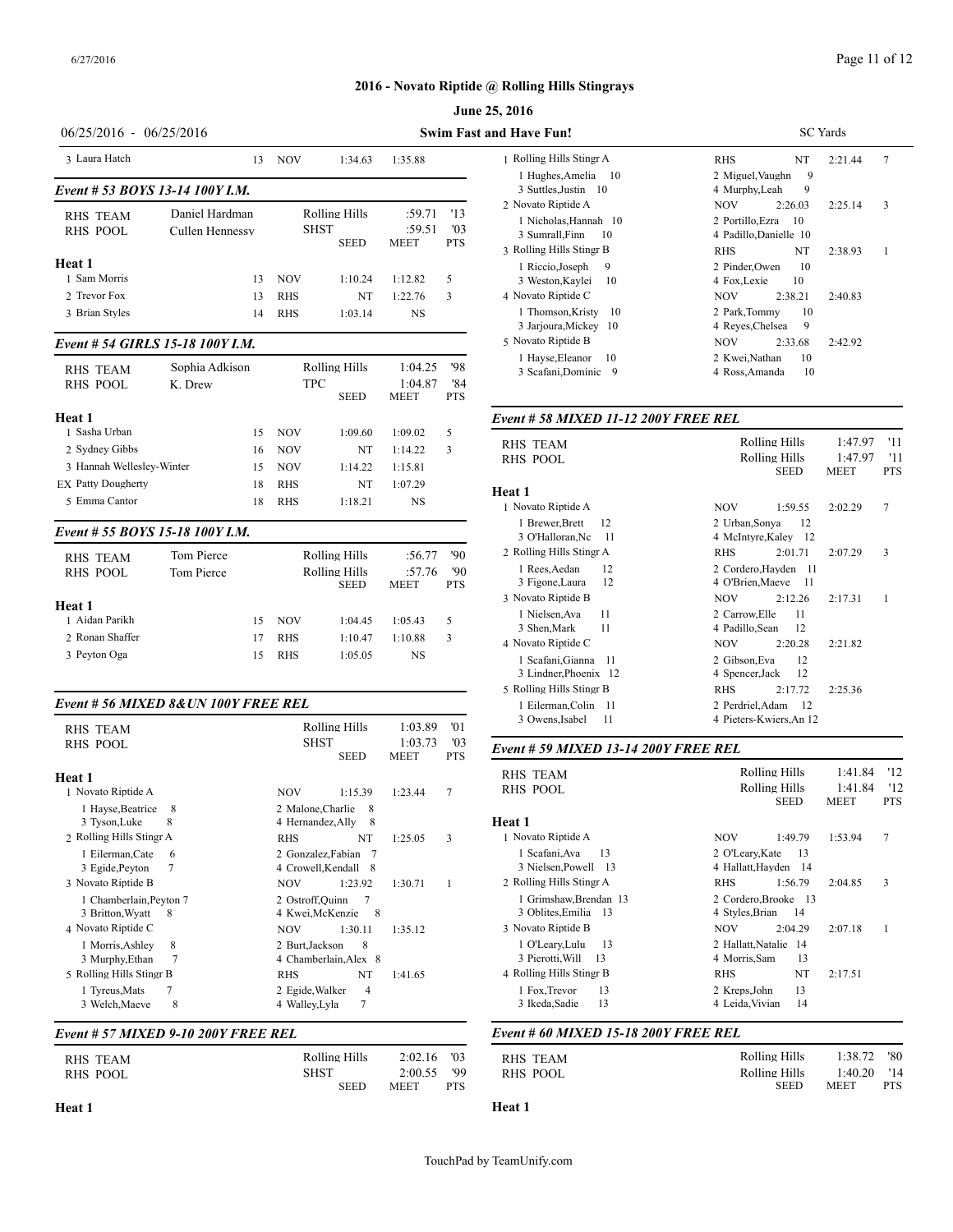## 2016 - Novato Riptide @ Rolling Hills Stingrays

**June 25, 2016**

06/25/2016 - 06/25/2016 **Swim Fast and Have Fun!** SC Yards

| Name | Age | Team | Seed | Meet | Pts |
|---|---|---|---|---|---|
| 3 Laura Hatch | 13 | NOV | 1:34.63 | 1:35.88 | |

### *Event # 53 BOYS 13-14 100Y I.M.*

| | | | | |
|---|---|---|---|---|
| RHS TEAM | Daniel Hardman | Rolling Hills | :59.71 | '13 |
| RHS POOL | Cullen Hennessy | SHST | :59.51 | '03 |

**Heat 1**

| Name | Age | Team | SEED | MEET | PTS |
|---|---|---|---|---|---|
| 1 Sam Morris | 13 | NOV | 1:10.24 | 1:12.82 | 5 |
| 2 Trevor Fox | 13 | RHS | NT | 1:22.76 | 3 |
| 3 Brian Styles | 14 | RHS | 1:03.14 | NS | |

### *Event # 54 GIRLS 15-18 100Y I.M.*

| | | | | |
|---|---|---|---|---|
| RHS TEAM | Sophia Adkison | Rolling Hills | 1:04.25 | '98 |
| RHS POOL | K. Drew | TPC | 1:04.87 | '84 |

**Heat 1**

| Name | Age | Team | SEED | MEET | PTS |
|---|---|---|---|---|---|
| 1 Sasha Urban | 15 | NOV | 1:09.60 | 1:09.02 | 5 |
| 2 Sydney Gibbs | 16 | NOV | NT | 1:14.22 | 3 |
| 3 Hannah Wellesley-Winter | 15 | NOV | 1:14.22 | 1:15.81 | |
| EX Patty Dougherty | 18 | RHS | NT | 1:07.29 | |
| 5 Emma Cantor | 18 | RHS | 1:18.21 | NS | |

### *Event # 55 BOYS 15-18 100Y I.M.*

| | | | | |
|---|---|---|---|---|
| RHS TEAM | Tom Pierce | Rolling Hills | :56.77 | '90 |
| RHS POOL | Tom Pierce | Rolling Hills | :57.76 | '90 |

**Heat 1**

| Name | Age | Team | SEED | MEET | PTS |
|---|---|---|---|---|---|
| 1 Aidan Parikh | 15 | NOV | 1:04.45 | 1:05.43 | 5 |
| 2 Ronan Shaffer | 17 | RHS | 1:10.47 | 1:10.88 | 3 |
| 3 Peyton Oga | 15 | RHS | 1:05.05 | NS | |

### *Event # 56 MIXED 8&UN 100Y FREE REL*

| | | | |
|---|---|---|---|
| RHS TEAM | Rolling Hills | 1:03.89 | '01 |
| RHS POOL | SHST | 1:03.73 | '03 |

**Heat 1**

| Team | Relay | SEED | MEET | PTS |
|---|---|---|---|---|
| 1 Novato Riptide A | NOV | 1:15.39 | 1:23.44 | 7 |
| 1 Hayse,Beatrice 8; 2 Malone,Charlie 8; 3 Tyson,Luke 8; 4 Hernandez,Ally 8 | | | | |
| 2 Rolling Hills Stingr A | RHS | NT | 1:25.05 | 3 |
| 1 Eilerman,Cate 6; 2 Gonzalez,Fabian 7; 3 Egide,Peyton 7; 4 Crowell,Kendall 8 | | | | |
| 3 Novato Riptide B | NOV | 1:23.92 | 1:30.71 | 1 |
| 1 Chamberlain,Peyton 7; 2 Ostroff,Quinn 7; 3 Britton,Wyatt 8; 4 Kwei,McKenzie 8 | | | | |
| 4 Novato Riptide C | NOV | 1:30.11 | 1:35.12 | |
| 1 Morris,Ashley 8; 2 Burt,Jackson 8; 3 Murphy,Ethan 7; 4 Chamberlain,Alex 8 | | | | |
| 5 Rolling Hills Stingr B | RHS | NT | 1:41.65 | |
| 1 Tyreus,Mats 7; 2 Egide,Walker 4; 3 Welch,Maeve 8; 4 Walley,Lyla 7 | | | | |

### *Event # 57 MIXED 9-10 200Y FREE REL*

| | | | |
|---|---|---|---|
| RHS TEAM | Rolling Hills | 2:02.16 | '03 |
| RHS POOL | SHST | 2:00.55 | '99 |

**Heat 1**

| Team | Relay | SEED | MEET | PTS |
|---|---|---|---|---|
| 1 Rolling Hills Stingr A | RHS | NT | 2:21.44 | 7 |
| 1 Hughes,Amelia 10; 2 Miguel,Vaughn 9; 3 Suttles,Justin 10; 4 Murphy,Leah 9 | | | | |
| 2 Novato Riptide A | NOV | 2:26.03 | 2:25.14 | 3 |
| 1 Nicholas,Hannah 10; 2 Portillo,Ezra 10; 3 Sumrall,Finn 10; 4 Padillo,Danielle 10 | | | | |
| 3 Rolling Hills Stingr B | RHS | NT | 2:38.93 | 1 |
| 1 Riccio,Joseph 9; 2 Pinder,Owen 10; 3 Weston,Kaylei 10; 4 Fox,Lexie 10 | | | | |
| 4 Novato Riptide C | NOV | 2:38.21 | 2:40.83 | |
| 1 Thomson,Kristy 10; 2 Park,Tommy 10; 3 Jarjoura,Mickey 10; 4 Reyes,Chelsea 9 | | | | |
| 5 Novato Riptide B | NOV | 2:33.68 | 2:42.92 | |
| 1 Hayse,Eleanor 10; 2 Kwei,Nathan 10; 3 Scafani,Dominic 9; 4 Ross,Amanda 10 | | | | |

### *Event # 58 MIXED 11-12 200Y FREE REL*

| | | | |
|---|---|---|---|
| RHS TEAM | Rolling Hills | 1:47.97 | '11 |
| RHS POOL | Rolling Hills | 1:47.97 | '11 |

**Heat 1**

| Team | Relay | SEED | MEET | PTS |
|---|---|---|---|---|
| 1 Novato Riptide A | NOV | 1:59.55 | 2:02.29 | 7 |
| 1 Brewer,Brett 12; 2 Urban,Sonya 12; 3 O'Halloran,Nc 11; 4 McIntyre,Kaley 12 | | | | |
| 2 Rolling Hills Stingr A | RHS | 2:01.71 | 2:07.29 | 3 |
| 1 Rees,Aedan 12; 2 Cordero,Hayden 11; 3 Figone,Laura 12; 4 O'Brien,Maeve 11 | | | | |
| 3 Novato Riptide B | NOV | 2:12.26 | 2:17.31 | 1 |
| 1 Nielsen,Ava 11; 2 Carrow,Elle 11; 3 Shen,Mark 11; 4 Padillo,Sean 12 | | | | |
| 4 Novato Riptide C | NOV | 2:20.28 | 2:21.82 | |
| 1 Scafani,Gianna 11; 2 Gibson,Eva 12; 3 Lindner,Phoenix 12; 4 Spencer,Jack 12 | | | | |
| 5 Rolling Hills Stingr B | RHS | 2:17.72 | 2:25.36 | |
| 1 Eilerman,Colin 11; 2 Perdriel,Adam 12; 3 Owens,Isabel 11; 4 Pieters-Kwiers,An 12 | | | | |

### *Event # 59 MIXED 13-14 200Y FREE REL*

| | | | |
|---|---|---|---|
| RHS TEAM | Rolling Hills | 1:41.84 | '12 |
| RHS POOL | Rolling Hills | 1:41.84 | '12 |

**Heat 1**

| Team | Relay | SEED | MEET | PTS |
|---|---|---|---|---|
| 1 Novato Riptide A | NOV | 1:49.79 | 1:53.94 | 7 |
| 1 Scafani,Ava 13; 2 O'Leary,Kate 13; 3 Nielsen,Powell 13; 4 Hallatt,Hayden 14 | | | | |
| 2 Rolling Hills Stingr A | RHS | 1:56.79 | 2:04.85 | 3 |
| 1 Grimshaw,Brendan 13; 2 Cordero,Brooke 13; 3 Oblites,Emilia 13; 4 Styles,Brian 14 | | | | |
| 3 Novato Riptide B | NOV | 2:04.29 | 2:07.18 | 1 |
| 1 O'Leary,Lulu 13; 2 Hallatt,Natalie 14; 3 Pierotti,Will 13; 4 Morris,Sam 13 | | | | |
| 4 Rolling Hills Stingr B | RHS | NT | 2:17.51 | |
| 1 Fox,Trevor 13; 2 Kreps,John 13; 3 Ikeda,Sadie 13; 4 Leida,Vivian 14 | | | | |

### *Event # 60 MIXED 15-18 200Y FREE REL*

| | | | |
|---|---|---|---|
| RHS TEAM | Rolling Hills | 1:38.72 | '80 |
| RHS POOL | Rolling Hills | 1:40.20 | '14 |

**Heat 1**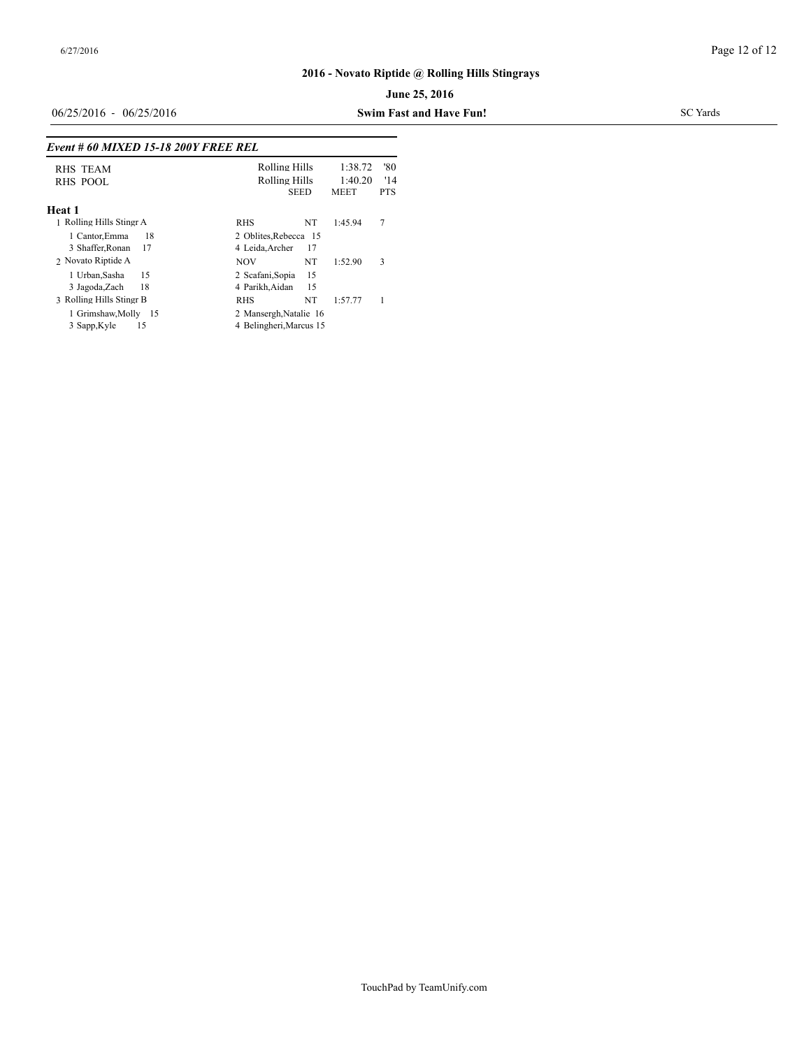## 2016 - Novato Riptide @ Rolling Hills Stingrays

**June 25, 2016**

06/25/2016 - 06/25/2016 **Swim Fast and Have Fun!** SC Yards

### *Event # 60 MIXED 15-18 200Y FREE REL*

| | | | | |
|---|---|---|---|---|
| RHS TEAM | Rolling Hills | | 1:38.72 | '80 |
| RHS POOL | Rolling Hills | | 1:40.20 | '14 |
| | | SEED | MEET | PTS |

**Heat 1**

| | | | | |
|---|---|---|---|---|
| 1 Rolling Hills Stingr A | RHS | NT | 1:45.94 | 7 |
| 1 Cantor,Emma 18 | 2 Oblites,Rebecca 15 | | | |
| 3 Shaffer,Ronan 17 | 4 Leida,Archer 17 | | | |
| 2 Novato Riptide A | NOV | NT | 1:52.90 | 3 |
| 1 Urban,Sasha 15 | 2 Scafani,Sopia 15 | | | |
| 3 Jagoda,Zach 18 | 4 Parikh,Aidan 15 | | | |
| 3 Rolling Hills Stingr B | RHS | NT | 1:57.77 | 1 |
| 1 Grimshaw,Molly 15 | 2 Mansergh,Natalie 16 | | | |
| 3 Sapp,Kyle 15 | 4 Belingheri,Marcus 15 | | | |